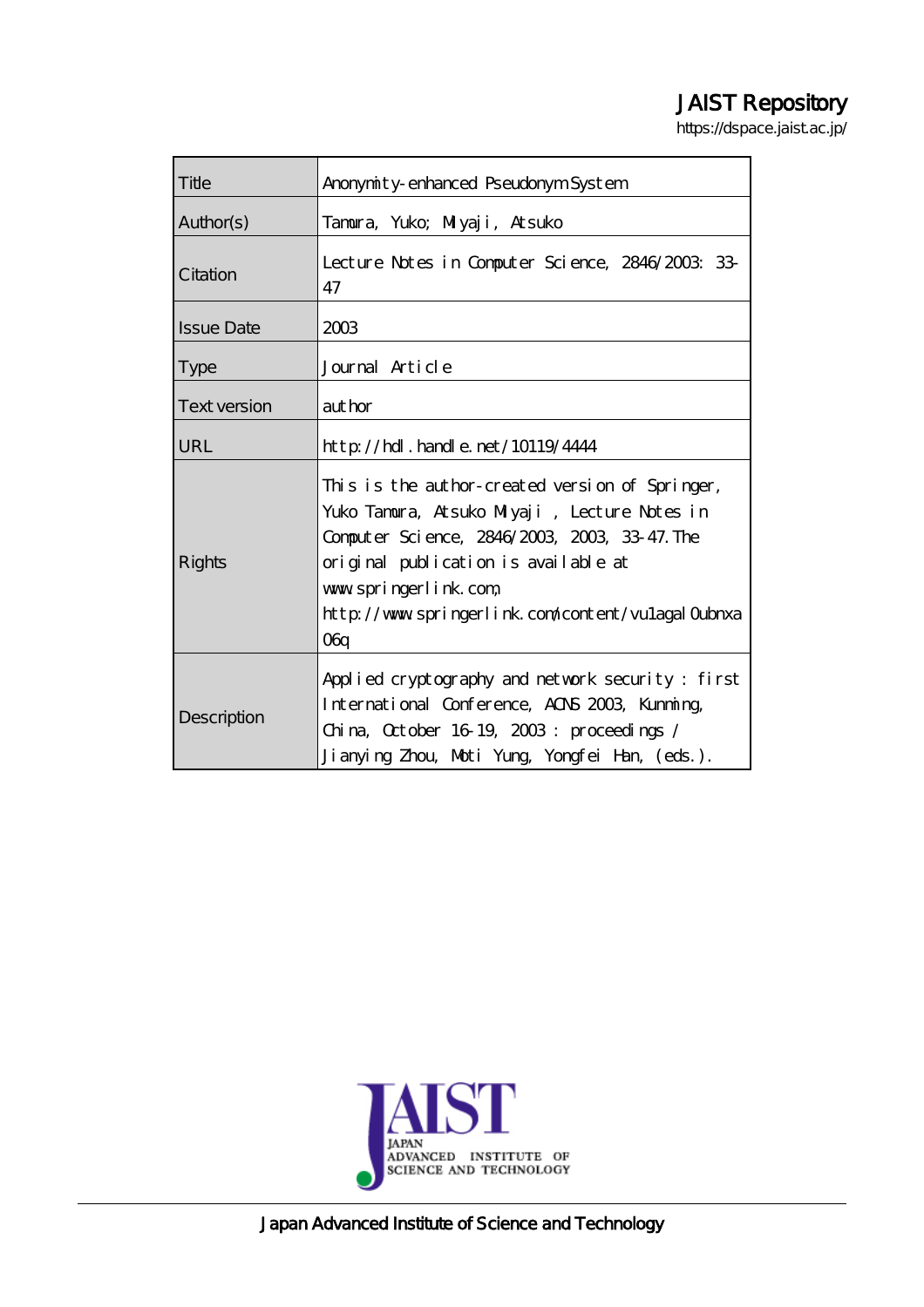JAIST Repository

https://dspace.jaist.ac.jp/

| | |
|---|---|
| Title | Anonymity-enhanced Pseudonym System |
| Author(s) | Tamura, Yuko; Miyaji, Atsuko |
| Citation | Lecture Notes in Computer Science, 2846/2003: 33-47 |
| Issue Date | 2003 |
| Type | Journal Article |
| Text version | author |
| URL | http://hdl.handle.net/10119/4444 |
| Rights | This is the author-created version of Springer, Yuko Tamura, Atsuko Miyaji , Lecture Notes in Computer Science, 2846/2003, 2003, 33-47. The original publication is available at www.springerlink.com, http://www.springerlink.com/content/vu1agal0ubnxa06q |
| Description | Applied cryptography and network security : first International Conference, ACNS 2003, Kunming, China, October 16-19, 2003 : proceedings / Jianying Zhou, Moti Yung, Yongfei Han, (eds.). |

JAIST
JAPAN
ADVANCED INSTITUTE OF
SCIENCE AND TECHNOLOGY

Japan Advanced Institute of Science and Technology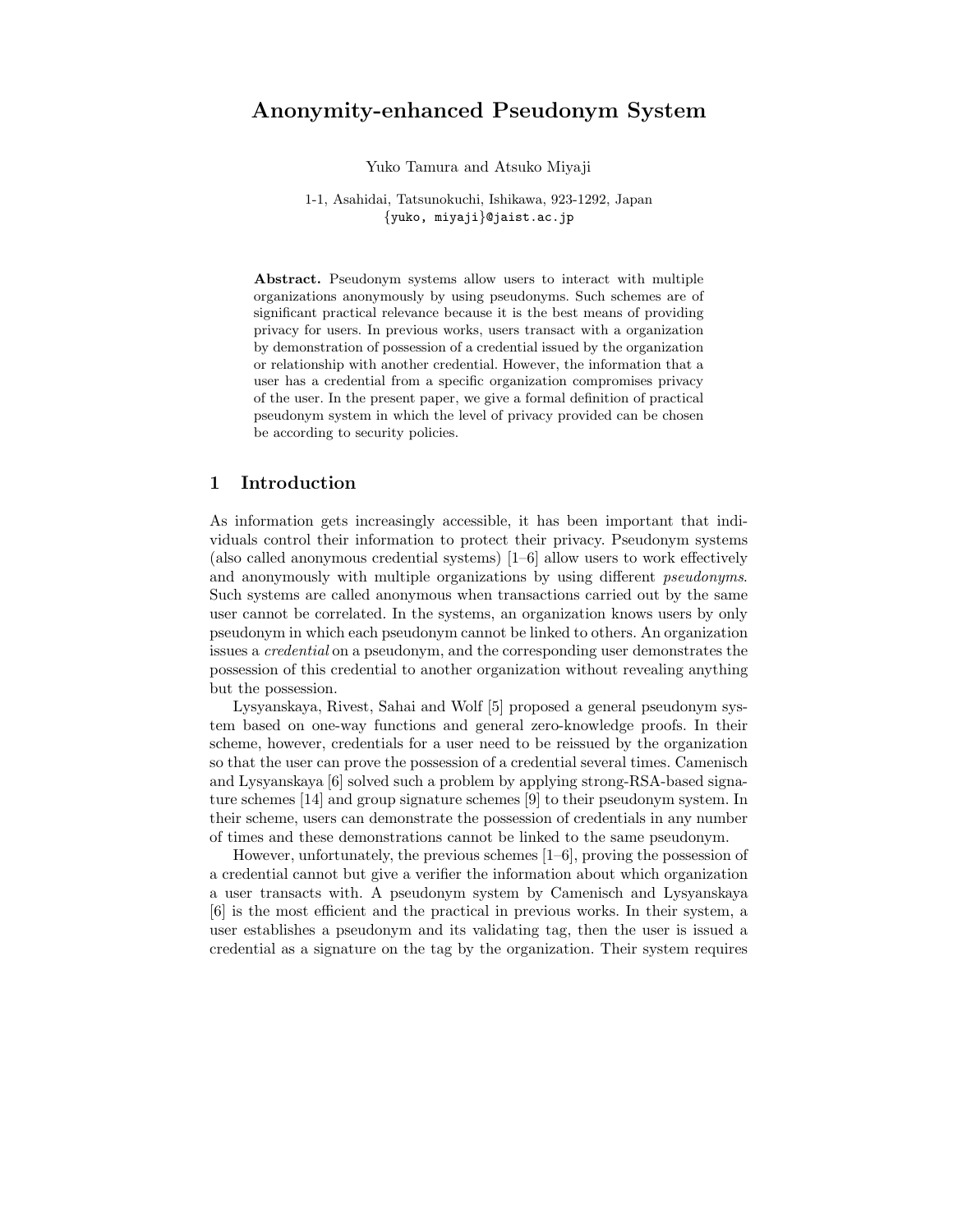# Anonymity-enhanced Pseudonym System

Yuko Tamura and Atsuko Miyaji

1-1, Asahidai, Tatsunokuchi, Ishikawa, 923-1292, Japan
{yuko, miyaji}@jaist.ac.jp

**Abstract.** Pseudonym systems allow users to interact with multiple organizations anonymously by using pseudonyms. Such schemes are of significant practical relevance because it is the best means of providing privacy for users. In previous works, users transact with a organization by demonstration of possession of a credential issued by the organization or relationship with another credential. However, the information that a user has a credential from a specific organization compromises privacy of the user. In the present paper, we give a formal definition of practical pseudonym system in which the level of privacy provided can be chosen be according to security policies.

## 1 Introduction

As information gets increasingly accessible, it has been important that individuals control their information to protect their privacy. Pseudonym systems (also called anonymous credential systems) [1–6] allow users to work effectively and anonymously with multiple organizations by using different *pseudonyms*. Such systems are called anonymous when transactions carried out by the same user cannot be correlated. In the systems, an organization knows users by only pseudonym in which each pseudonym cannot be linked to others. An organization issues a *credential* on a pseudonym, and the corresponding user demonstrates the possession of this credential to another organization without revealing anything but the possession.

Lysyanskaya, Rivest, Sahai and Wolf [5] proposed a general pseudonym system based on one-way functions and general zero-knowledge proofs. In their scheme, however, credentials for a user need to be reissued by the organization so that the user can prove the possession of a credential several times. Camenisch and Lysyanskaya [6] solved such a problem by applying strong-RSA-based signature schemes [14] and group signature schemes [9] to their pseudonym system. In their scheme, users can demonstrate the possession of credentials in any number of times and these demonstrations cannot be linked to the same pseudonym.

However, unfortunately, the previous schemes [1–6], proving the possession of a credential cannot but give a verifier the information about which organization a user transacts with. A pseudonym system by Camenisch and Lysyanskaya [6] is the most efficient and the practical in previous works. In their system, a user establishes a pseudonym and its validating tag, then the user is issued a credential as a signature on the tag by the organization. Their system requires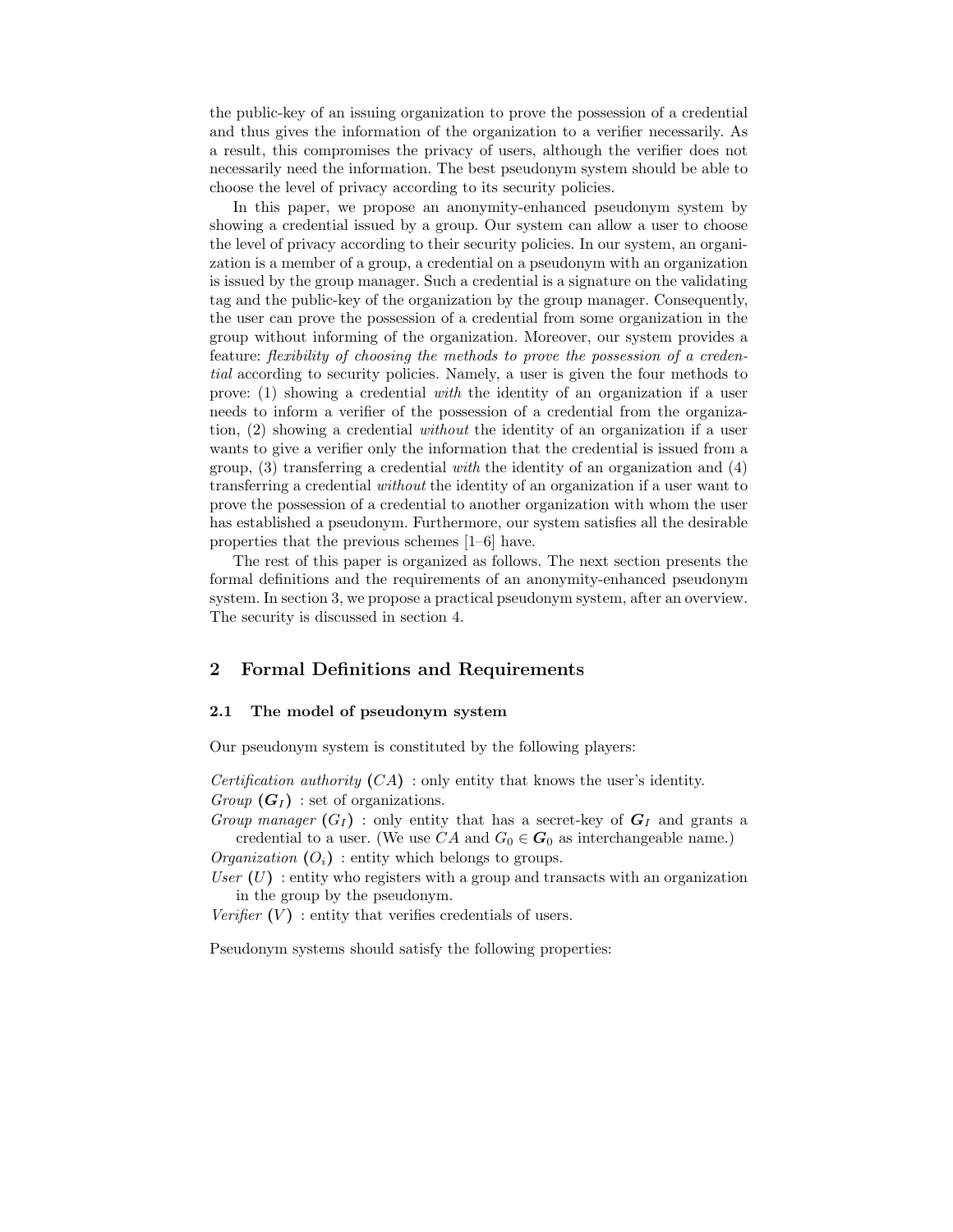the public-key of an issuing organization to prove the possession of a credential and thus gives the information of the organization to a verifier necessarily. As a result, this compromises the privacy of users, although the verifier does not necessarily need the information. The best pseudonym system should be able to choose the level of privacy according to its security policies.

In this paper, we propose an anonymity-enhanced pseudonym system by showing a credential issued by a group. Our system can allow a user to choose the level of privacy according to their security policies. In our system, an organization is a member of a group, a credential on a pseudonym with an organization is issued by the group manager. Such a credential is a signature on the validating tag and the public-key of the organization by the group manager. Consequently, the user can prove the possession of a credential from some organization in the group without informing of the organization. Moreover, our system provides a feature: *flexibility of choosing the methods to prove the possession of a credential* according to security policies. Namely, a user is given the four methods to prove: (1) showing a credential *with* the identity of an organization if a user needs to inform a verifier of the possession of a credential from the organization, (2) showing a credential *without* the identity of an organization if a user wants to give a verifier only the information that the credential is issued from a group, (3) transferring a credential *with* the identity of an organization and (4) transferring a credential *without* the identity of an organization if a user want to prove the possession of a credential to another organization with whom the user has established a pseudonym. Furthermore, our system satisfies all the desirable properties that the previous schemes [1–6] have.

The rest of this paper is organized as follows. The next section presents the formal definitions and the requirements of an anonymity-enhanced pseudonym system. In section 3, we propose a practical pseudonym system, after an overview. The security is discussed in section 4.

## 2 Formal Definitions and Requirements

### 2.1 The model of pseudonym system

Our pseudonym system is constituted by the following players:

*Certification authority* ($CA$) : only entity that knows the user's identity.
*Group* ($\boldsymbol{G}_I$) : set of organizations.
*Group manager* ($G_I$) : only entity that has a secret-key of $\boldsymbol{G}_I$ and grants a credential to a user. (We use $CA$ and $G_0 \in \boldsymbol{G}_0$ as interchangeable name.)
*Organization* ($O_i$) : entity which belongs to groups.
*User* ($U$) : entity who registers with a group and transacts with an organization in the group by the pseudonym.
*Verifier* ($V$) : entity that verifies credentials of users.

Pseudonym systems should satisfy the following properties: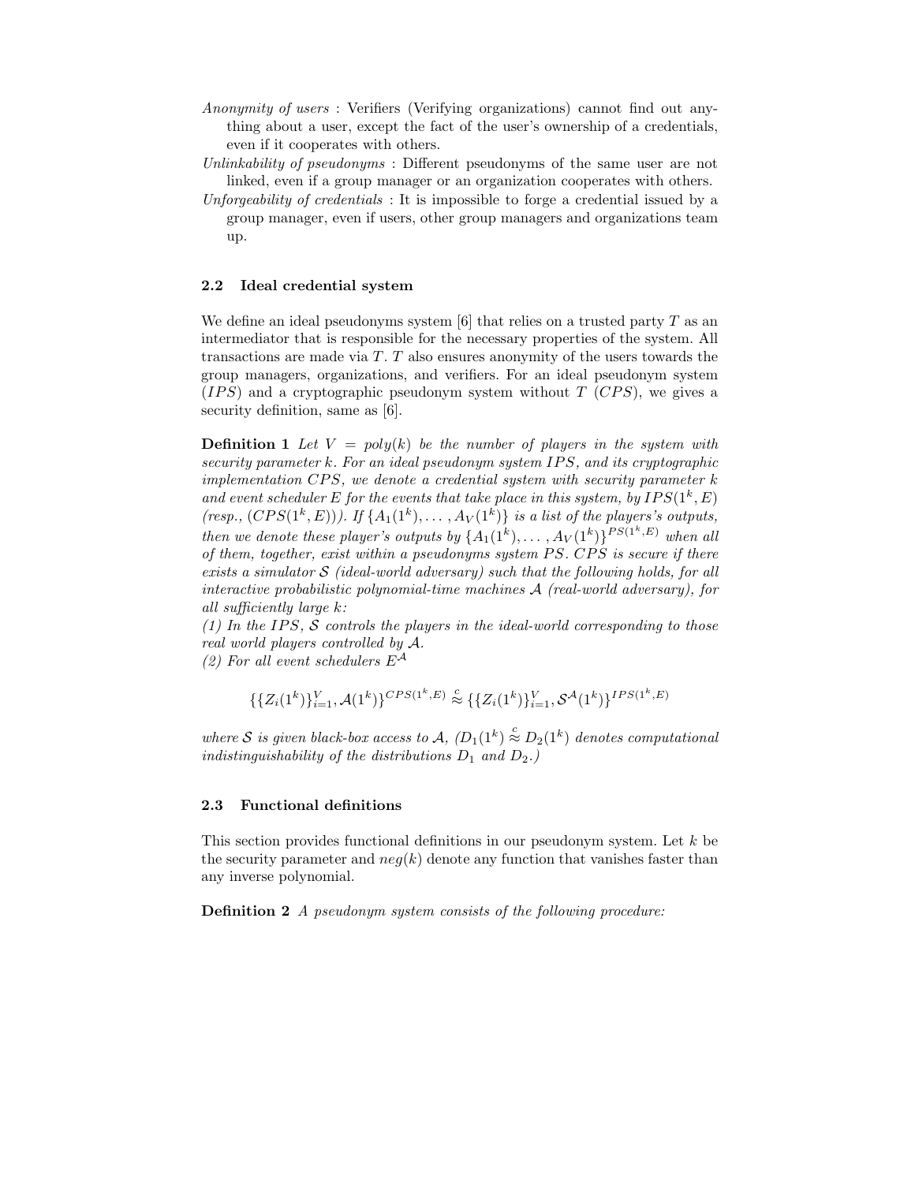*Anonymity of users* : Verifiers (Verifying organizations) cannot find out anything about a user, except the fact of the user's ownership of a credentials, even if it cooperates with others.

*Unlinkability of pseudonyms* : Different pseudonyms of the same user are not linked, even if a group manager or an organization cooperates with others.

*Unforgeability of credentials* : It is impossible to forge a credential issued by a group manager, even if users, other group managers and organizations team up.

### 2.2 Ideal credential system

We define an ideal pseudonyms system [6] that relies on a trusted party $T$ as an intermediator that is responsible for the necessary properties of the system. All transactions are made via $T$. $T$ also ensures anonymity of the users towards the group managers, organizations, and verifiers. For an ideal pseudonym system ($IPS$) and a cryptographic pseudonym system without $T$ ($CPS$), we gives a security definition, same as [6].

**Definition 1** *Let $V = poly(k)$ be the number of players in the system with security parameter $k$. For an ideal pseudonym system $IPS$, and its cryptographic implementation $CPS$, we denote a credential system with security parameter $k$ and event scheduler $E$ for the events that take place in this system, by $IPS(1^k, E)$ (resp., $(CPS(1^k, E))$). If $\{A_1(1^k), \ldots, A_V(1^k)\}$ is a list of the players's outputs, then we denote these player's outputs by $\{A_1(1^k), \ldots, A_V(1^k)\}^{PS(1^k,E)}$ when all of them, together, exist within a pseudonyms system $PS$. $CPS$ is secure if there exists a simulator $\mathcal{S}$ (ideal-world adversary) such that the following holds, for all interactive probabilistic polynomial-time machines $\mathcal{A}$ (real-world adversary), for all sufficiently large $k$:*

*(1) In the $IPS$, $\mathcal{S}$ controls the players in the ideal-world corresponding to those real world players controlled by $\mathcal{A}$.*

*(2) For all event schedulers $E^{\mathcal{A}}$*

$$\{\{Z_i(1^k)\}_{i=1}^V, \mathcal{A}(1^k)\}^{CPS(1^k,E)} \overset{c}{\approx} \{\{Z_i(1^k)\}_{i=1}^V, \mathcal{S}^{\mathcal{A}}(1^k)\}^{IPS(1^k,E)}$$

*where $\mathcal{S}$ is given black-box access to $\mathcal{A}$, ($D_1(1^k) \overset{c}{\approx} D_2(1^k)$ denotes computational indistinguishability of the distributions $D_1$ and $D_2$.)*

### 2.3 Functional definitions

This section provides functional definitions in our pseudonym system. Let $k$ be the security parameter and $neg(k)$ denote any function that vanishes faster than any inverse polynomial.

**Definition 2** *A pseudonym system consists of the following procedure:*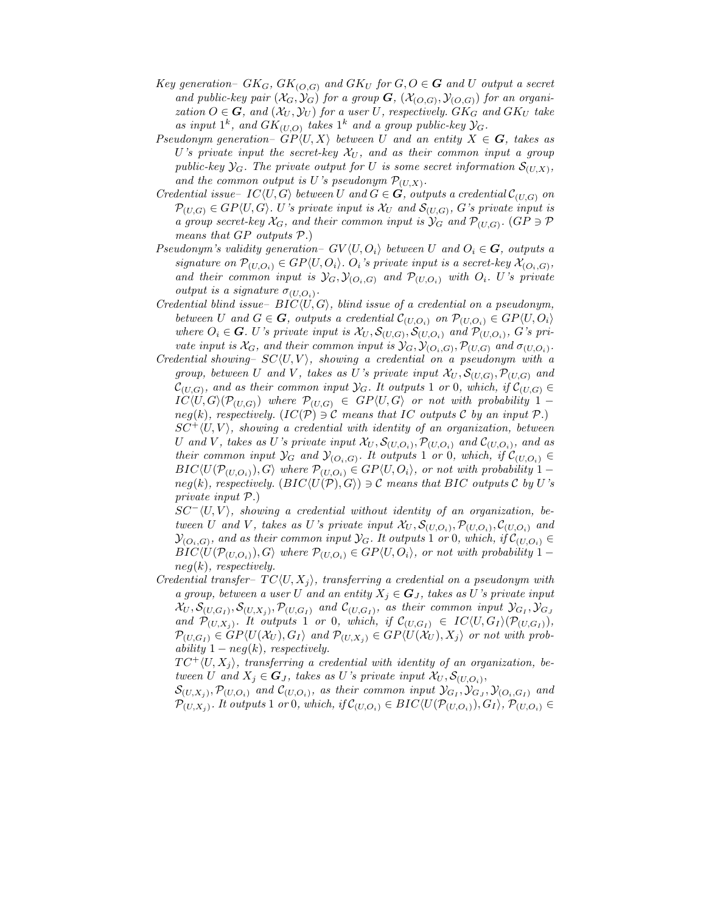*Key generation–* $GK_G$, $GK_{(O,G)}$ and $GK_U$ for $G, O \in \boldsymbol{G}$ and $U$ output a secret and public-key pair $(\mathcal{X}_G, \mathcal{Y}_G)$ for a group $\boldsymbol{G}$, $(\mathcal{X}_{(O,G)}, \mathcal{Y}_{(O,G)})$ for an organization $O \in \boldsymbol{G}$, and $(\mathcal{X}_U, \mathcal{Y}_U)$ for a user $U$, respectively. $GK_G$ and $GK_U$ take as input $1^k$, and $GK_{(U,O)}$ takes $1^k$ and a group public-key $\mathcal{Y}_G$.

*Pseudonym generation–* $GP\langle U, X\rangle$ between $U$ and an entity $X \in \boldsymbol{G}$, takes as $U$'s private input the secret-key $\mathcal{X}_U$, and as their common input a group public-key $\mathcal{Y}_G$. The private output for $U$ is some secret information $\mathcal{S}_{(U,X)}$, and the common output is $U$'s pseudonym $\mathcal{P}_{(U,X)}$.

*Credential issue–* $IC\langle U, G\rangle$ between $U$ and $G \in \boldsymbol{G}$, outputs a credential $\mathcal{C}_{(U,G)}$ on $\mathcal{P}_{(U,G)} \in GP\langle U, G\rangle$. $U$'s private input is $\mathcal{X}_U$ and $\mathcal{S}_{(U,G)}$, $G$'s private input is a group secret-key $\mathcal{X}_G$, and their common input is $\mathcal{Y}_G$ and $\mathcal{P}_{(U,G)}$. ($GP \ni \mathcal{P}$ means that $GP$ outputs $\mathcal{P}$.)

*Pseudonym's validity generation–* $GV\langle U, O_i\rangle$ between $U$ and $O_i \in \boldsymbol{G}$, outputs a signature on $\mathcal{P}_{(U,O_i)} \in GP\langle U, O_i\rangle$. $O_i$'s private input is a secret-key $\mathcal{X}_{(O_i,G)}$, and their common input is $\mathcal{Y}_G, \mathcal{Y}_{(O_i,G)}$ and $\mathcal{P}_{(U,O_i)}$ with $O_i$. $U$'s private output is a signature $\sigma_{(U,O_i)}$.

*Credential blind issue–* $BIC\langle U, G\rangle$, blind issue of a credential on a pseudonym, between $U$ and $G \in \boldsymbol{G}$, outputs a credential $\mathcal{C}_{(U,O_i)}$ on $\mathcal{P}_{(U,O_i)} \in GP\langle U, O_i\rangle$ where $O_i \in \boldsymbol{G}$. $U$'s private input is $\mathcal{X}_U, \mathcal{S}_{(U,G)}, \mathcal{S}_{(U,O_i)}$ and $\mathcal{P}_{(U,O_i)}$, $G$'s private input is $\mathcal{X}_G$, and their common input is $\mathcal{Y}_G, \mathcal{Y}_{(O_i,G)}, \mathcal{P}_{(U,G)}$ and $\sigma_{(U,O_i)}$.

*Credential showing–* $SC\langle U, V\rangle$, showing a credential on a pseudonym with a group, between $U$ and $V$, takes as $U$'s private input $\mathcal{X}_U, \mathcal{S}_{(U,G)}, \mathcal{P}_{(U,G)}$ and $\mathcal{C}_{(U,G)}$, and as their common input $\mathcal{Y}_G$. It outputs 1 or 0, which, if $\mathcal{C}_{(U,G)} \in IC\langle U, G\rangle(\mathcal{P}_{(U,G)})$ where $\mathcal{P}_{(U,G)} \in GP\langle U, G\rangle$ or not with probability $1 - neg(k)$, respectively. ($IC(\mathcal{P}) \ni \mathcal{C}$ means that $IC$ outputs $\mathcal{C}$ by an input $\mathcal{P}$.)

$SC^+\langle U, V\rangle$, showing a credential with identity of an organization, between $U$ and $V$, takes as $U$'s private input $\mathcal{X}_U, \mathcal{S}_{(U,O_i)}, \mathcal{P}_{(U,O_i)}$ and $\mathcal{C}_{(U,O_i)}$, and as their common input $\mathcal{Y}_G$ and $\mathcal{Y}_{(O_i,G)}$. It outputs 1 or 0, which, if $\mathcal{C}_{(U,O_i)} \in BIC\langle U(\mathcal{P}_{(U,O_i)}), G\rangle$ where $\mathcal{P}_{(U,O_i)} \in GP\langle U, O_i\rangle$, or not with probability $1 - neg(k)$, respectively. ($BIC\langle U(\mathcal{P}), G\rangle) \ni \mathcal{C}$ means that $BIC$ outputs $\mathcal{C}$ by $U$'s private input $\mathcal{P}$.)

$SC^-\langle U, V\rangle$, showing a credential without identity of an organization, between $U$ and $V$, takes as $U$'s private input $\mathcal{X}_U, \mathcal{S}_{(U,O_i)}, \mathcal{P}_{(U,O_i)}, \mathcal{C}_{(U,O_i)}$ and $\mathcal{Y}_{(O_i,G)}$, and as their common input $\mathcal{Y}_G$. It outputs 1 or 0, which, if $\mathcal{C}_{(U,O_i)} \in BIC\langle U(\mathcal{P}_{(U,O_i)}), G\rangle$ where $\mathcal{P}_{(U,O_i)} \in GP\langle U, O_i\rangle$, or not with probability $1 - neg(k)$, respectively.

*Credential transfer–* $TC\langle U, X_j\rangle$, transferring a credential on a pseudonym with a group, between a user $U$ and an entity $X_j \in \boldsymbol{G}_J$, takes as $U$'s private input $\mathcal{X}_U, \mathcal{S}_{(U,G_I)}, \mathcal{S}_{(U,X_j)}, \mathcal{P}_{(U,G_I)}$ and $\mathcal{C}_{(U,G_I)}$, as their common input $\mathcal{Y}_{G_I}, \mathcal{Y}_{G_J}$ and $\mathcal{P}_{(U,X_j)}$. It outputs 1 or 0, which, if $\mathcal{C}_{(U,G_I)} \in IC\langle U, G_I\rangle(\mathcal{P}_{(U,G_I)})$, $\mathcal{P}_{(U,G_I)} \in GP\langle U(\mathcal{X}_U), G_I\rangle$ and $\mathcal{P}_{(U,X_j)} \in GP\langle U(\mathcal{X}_U), X_j\rangle$ or not with probability $1 - neg(k)$, respectively.

$TC^+\langle U, X_j\rangle$, transferring a credential with identity of an organization, between $U$ and $X_j \in \boldsymbol{G}_J$, takes as $U$'s private input $\mathcal{X}_U, \mathcal{S}_{(U,O_i)}$, $\mathcal{S}_{(U,X_j)}, \mathcal{P}_{(U,O_i)}$ and $\mathcal{C}_{(U,O_i)}$, as their common input $\mathcal{Y}_{G_I}, \mathcal{Y}_{G_J}, \mathcal{Y}_{(O_i,G_I)}$ and $\mathcal{P}_{(U,X_j)}$. It outputs 1 or 0, which, if $\mathcal{C}_{(U,O_i)} \in BIC\langle U(\mathcal{P}_{(U,O_i)}), G_I\rangle$, $\mathcal{P}_{(U,O_i)} \in$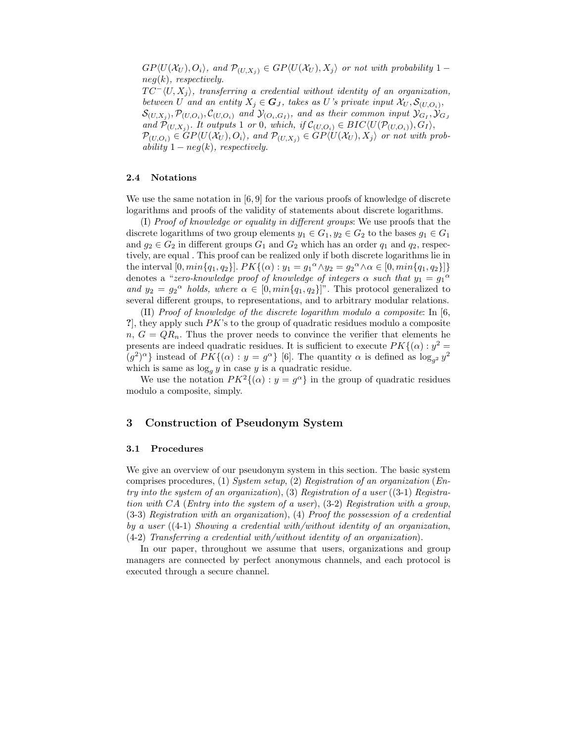*$GP\langle U(\mathcal{X}_U), O_i\rangle$, and $\mathcal{P}_{(U,X_j)} \in GP\langle U(\mathcal{X}_U), X_j\rangle$ or not with probability $1 - neg(k)$, respectively.*

*$TC^-\langle U, X_j\rangle$, transferring a credential without identity of an organization, between $U$ and an entity $X_j \in \boldsymbol{G}_J$, takes as $U$'s private input $\mathcal{X}_U, \mathcal{S}_{(U,O_i)}$, $\mathcal{S}_{(U,X_j)}, \mathcal{P}_{(U,O_i)}, \mathcal{C}_{(U,O_i)}$ and $\mathcal{Y}_{(O_i,G_I)}$, and as their common input $\mathcal{Y}_{G_I}, \mathcal{Y}_{G_J}$ and $\mathcal{P}_{(U,X_j)}$. It outputs 1 or 0, which, if $\mathcal{C}_{(U,O_i)} \in BIC\langle U(\mathcal{P}_{(U,O_i)}), G_I\rangle$, $\mathcal{P}_{(U,O_i)} \in GP\langle U(\mathcal{X}_U), O_i\rangle$, and $\mathcal{P}_{(U,X_j)} \in GP\langle U(\mathcal{X}_U), X_j\rangle$ or not with probability $1 - neg(k)$, respectively.*

### 2.4 Notations

We use the same notation in [6, 9] for the various proofs of knowledge of discrete logarithms and proofs of the validity of statements about discrete logarithms.

(I) *Proof of knowledge or equality in different groups*: We use proofs that the discrete logarithms of two group elements $y_1 \in G_1, y_2 \in G_2$ to the bases $g_1 \in G_1$ and $g_2 \in G_2$ in different groups $G_1$ and $G_2$ which has an order $q_1$ and $q_2$, respectively, are equal . This proof can be realized only if both discrete logarithms lie in the interval $[0, min\{q_1, q_2\}]$. $PK\{(\alpha) : y_1 = {g_1}^{\alpha} \wedge y_2 = {g_2}^{\alpha} \wedge \alpha \in [0, min\{q_1, q_2\}]\}$ denotes a "*zero-knowledge proof of knowledge of integers $\alpha$ such that $y_1 = {g_1}^{\alpha}$ and $y_2 = {g_2}^{\alpha}$ holds, where $\alpha \in [0, min\{q_1, q_2\}]$*". This protocol generalized to several different groups, to representations, and to arbitrary modular relations.

(II) *Proof of knowledge of the discrete logarithm modulo a composite*: In [6, ?], they apply such $PK$'s to the group of quadratic residues modulo a composite $n$, $G = QR_n$. Thus the prover needs to convince the verifier that elements he presents are indeed quadratic residues. It is sufficient to execute $PK\{(\alpha) : y^2 = (g^2)^{\alpha}\}$ instead of $PK\{(\alpha) : y = g^{\alpha}\}$ [6]. The quantity $\alpha$ is defined as $\log_{g^2} y^2$ which is same as $\log_g y$ in case $y$ is a quadratic residue.

We use the notation $PK^2\{(\alpha) : y = g^{\alpha}\}$ in the group of quadratic residues modulo a composite, simply.

## 3 Construction of Pseudonym System

### 3.1 Procedures

We give an overview of our pseudonym system in this section. The basic system comprises procedures, (1) *System setup*, (2) *Registration of an organization* (*Entry into the system of an organization*), (3) *Registration of a user* ((3-1) *Registration with CA* (*Entry into the system of a user*), (3-2) *Registration with a group*, (3-3) *Registration with an organization*), (4) *Proof the possession of a credential by a user* ((4-1) *Showing a credential with/without identity of an organization*, (4-2) *Transferring a credential with/without identity of an organization*).

In our paper, throughout we assume that users, organizations and group managers are connected by perfect anonymous channels, and each protocol is executed through a secure channel.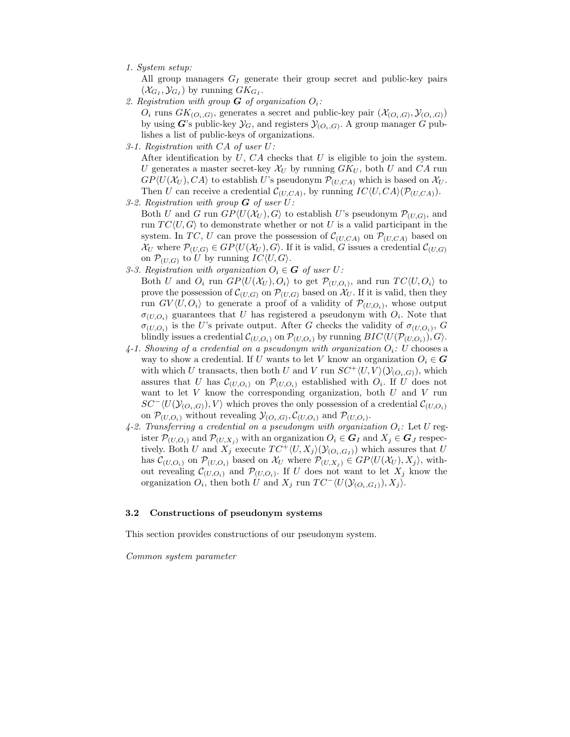1. *System setup:*
   All group managers $G_I$ generate their group secret and public-key pairs $(\mathcal{X}_{G_I}, \mathcal{Y}_{G_I})$ by running $GK_{G_I}$.
2. *Registration with group* $\boldsymbol{G}$ *of organization* $O_i$*:*
   $O_i$ runs $GK_{(O_i,G)}$, generates a secret and public-key pair $(\mathcal{X}_{(O_i,G)}, \mathcal{Y}_{(O_i,G)})$ by using $\boldsymbol{G}$'s public-key $\mathcal{Y}_G$, and registers $\mathcal{Y}_{(O_i,G)}$. A group manager $G$ publishes a list of public-keys of organizations.

3-1. *Registration with CA of user* $U$*:*
   After identification by $U$, $CA$ checks that $U$ is eligible to join the system. $U$ generates a master secret-key $\mathcal{X}_U$ by running $GK_U$, both $U$ and $CA$ run $GP\langle U(\mathcal{X}_U), CA\rangle$ to establish $U$'s pseudonym $\mathcal{P}_{(U,CA)}$ which is based on $\mathcal{X}_U$. Then $U$ can receive a credential $\mathcal{C}_{(U,CA)}$, by running $IC\langle U, CA\rangle(\mathcal{P}_{(U,CA)})$.

3-2. *Registration with group* $\boldsymbol{G}$ *of user* $U$*:*
   Both $U$ and $G$ run $GP\langle U(\mathcal{X}_U), G\rangle$ to establish $U$'s pseudonym $\mathcal{P}_{(U,G)}$, and run $TC\langle U, G\rangle$ to demonstrate whether or not $U$ is a valid participant in the system. In $TC$, $U$ can prove the possession of $\mathcal{C}_{(U,CA)}$ on $\mathcal{P}_{(U,CA)}$ based on $\mathcal{X}_U$ where $\mathcal{P}_{(U,G)} \in GP\langle U(\mathcal{X}_U), G\rangle$. If it is valid, $G$ issues a credential $\mathcal{C}_{(U,G)}$ on $\mathcal{P}_{(U,G)}$ to $U$ by running $IC\langle U, G\rangle$.

3-3. *Registration with organization* $O_i \in \boldsymbol{G}$ *of user* $U$*:*
   Both $U$ and $O_i$ run $GP\langle U(\mathcal{X}_U), O_i\rangle$ to get $\mathcal{P}_{(U,O_i)}$, and run $TC\langle U, O_i\rangle$ to prove the possession of $\mathcal{C}_{(U,G)}$ on $\mathcal{P}_{(U,G)}$ based on $\mathcal{X}_U$. If it is valid, then they run $GV\langle U, O_i\rangle$ to generate a proof of a validity of $\mathcal{P}_{(U,O_i)}$, whose output $\sigma_{(U,O_i)}$ guarantees that $U$ has registered a pseudonym with $O_i$. Note that $\sigma_{(U,O_i)}$ is the $U$'s private output. After $G$ checks the validity of $\sigma_{(U,O_i)}$, $G$ blindly issues a credential $\mathcal{C}_{(U,O_i)}$ on $\mathcal{P}_{(U,O_i)}$ by running $BIC\langle U(\mathcal{P}_{(U,O_i)}), G\rangle$.

4-1. *Showing of a credential on a pseudonym with organization* $O_i$*:* $U$ chooses a way to show a credential. If $U$ wants to let $V$ know an organization $O_i \in \boldsymbol{G}$ with which $U$ transacts, then both $U$ and $V$ run $SC^+\langle U, V\rangle(\mathcal{Y}_{(O_i,G)})$, which assures that $U$ has $\mathcal{C}_{(U,O_i)}$ on $\mathcal{P}_{(U,O_i)}$ established with $O_i$. If $U$ does not want to let $V$ know the corresponding organization, both $U$ and $V$ run $SC^-\langle U(\mathcal{Y}_{(O_i,G)}), V\rangle$ which proves the only possession of a credential $\mathcal{C}_{(U,O_i)}$ on $\mathcal{P}_{(U,O_i)}$ without revealing $\mathcal{Y}_{(O_i,G)}, \mathcal{C}_{(U,O_i)}$ and $\mathcal{P}_{(U,O_i)}$.

4-2. *Transferring a credential on a pseudonym with organization* $O_i$*:* Let $U$ register $\mathcal{P}_{(U,O_i)}$ and $\mathcal{P}_{(U,X_j)}$ with an organization $O_i \in \boldsymbol{G}_I$ and $X_j \in \boldsymbol{G}_J$ respectively. Both $U$ and $X_j$ execute $TC^+\langle U, X_j\rangle(\mathcal{Y}_{(O_i,G_I)})$ which assures that $U$ has $\mathcal{C}_{(U,O_i)}$ on $\mathcal{P}_{(U,O_i)}$ based on $\mathcal{X}_U$ where $\mathcal{P}_{(U,X_j)} \in GP\langle U(\mathcal{X}_U), X_j\rangle$, without revealing $\mathcal{C}_{(U,O_i)}$ and $\mathcal{P}_{(U,O_i)}$. If $U$ does not want to let $X_j$ know the organization $O_i$, then both $U$ and $X_j$ run $TC^-\langle U(\mathcal{Y}_{(O_i,G_I)}), X_j\rangle$.

### 3.2 Constructions of pseudonym systems

This section provides constructions of our pseudonym system.

*Common system parameter*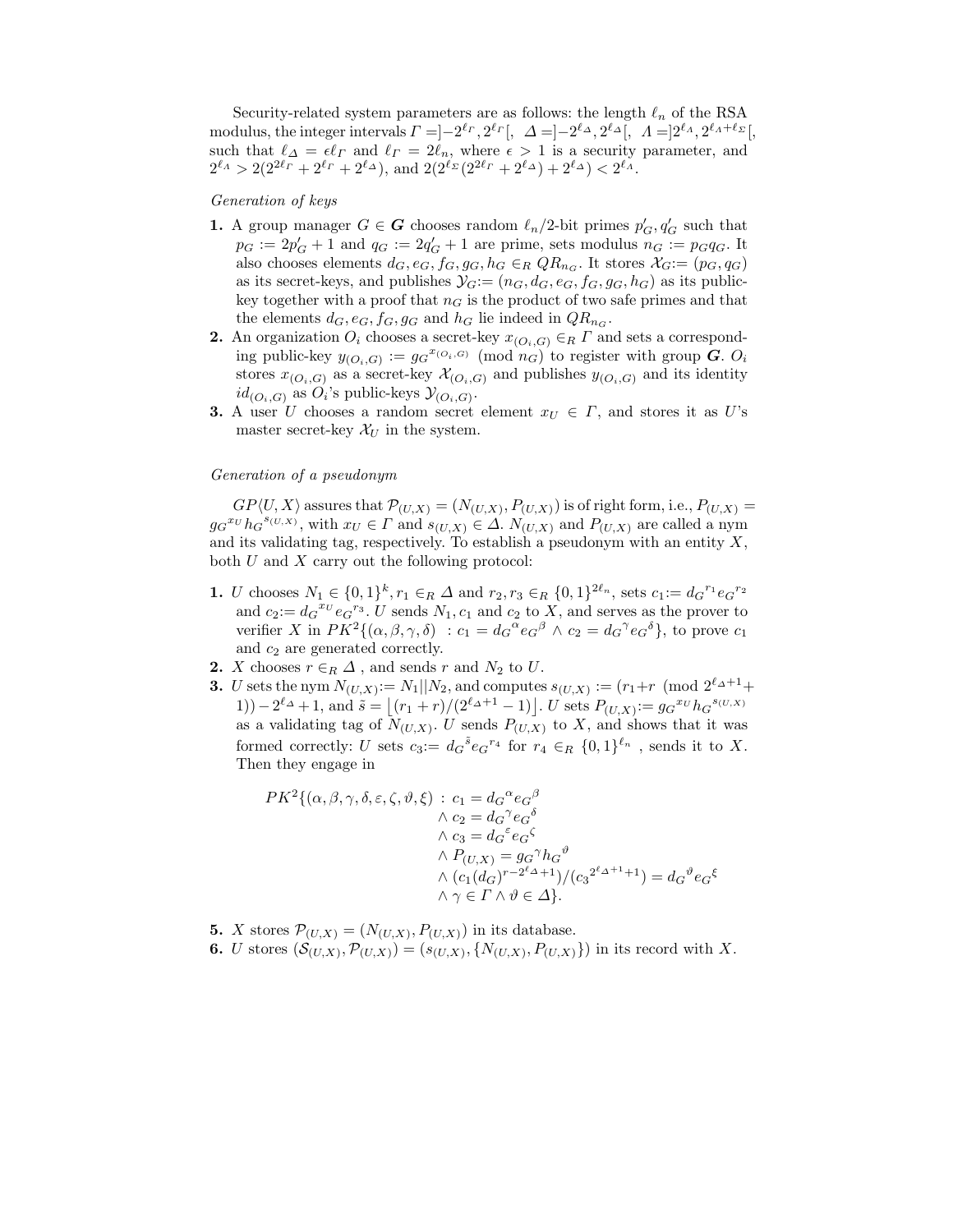Security-related system parameters are as follows: the length $\ell_n$ of the RSA modulus, the integer intervals $\Gamma = ]-2^{\ell_\Gamma}, 2^{\ell_\Gamma}[$, $\Delta = ]-2^{\ell_\Delta}, 2^{\ell_\Delta}[$, $\Lambda = ]2^{\ell_\Lambda}, 2^{\ell_\Lambda+\ell_\Sigma}[$, such that $\ell_\Delta = \epsilon\ell_\Gamma$ and $\ell_\Gamma = 2\ell_n$, where $\epsilon > 1$ is a security parameter, and $2^{\ell_\Lambda} > 2(2^{2\ell_\Gamma} + 2^{\ell_\Gamma} + 2^{\ell_\Delta})$, and $2(2^{\ell_\Sigma}(2^{2\ell_\Gamma} + 2^{\ell_\Delta}) + 2^{\ell_\Delta}) < 2^{\ell_\Lambda}$.

*Generation of keys*

1. A group manager $G \in \boldsymbol{G}$ chooses random $\ell_n/2$-bit primes $p'_G, q'_G$ such that $p_G := 2p'_G + 1$ and $q_G := 2q'_G + 1$ are prime, sets modulus $n_G := p_G q_G$. It also chooses elements $d_G, e_G, f_G, g_G, h_G \in_R QR_{n_G}$. It stores $\mathcal{X}_G := (p_G, q_G)$ as its secret-keys, and publishes $\mathcal{Y}_G := (n_G, d_G, e_G, f_G, g_G, h_G)$ as its public-key together with a proof that $n_G$ is the product of two safe primes and that the elements $d_G, e_G, f_G, g_G$ and $h_G$ lie indeed in $QR_{n_G}$.
2. An organization $O_i$ chooses a secret-key $x_{(O_i,G)} \in_R \Gamma$ and sets a corresponding public-key $y_{(O_i,G)} := {g_G}^{x_{(O_i,G)}} \pmod{n_G}$ to register with group $\boldsymbol{G}$. $O_i$ stores $x_{(O_i,G)}$ as a secret-key $\mathcal{X}_{(O_i,G)}$ and publishes $y_{(O_i,G)}$ and its identity $id_{(O_i,G)}$ as $O_i$'s public-keys $\mathcal{Y}_{(O_i,G)}$.
3. A user $U$ chooses a random secret element $x_U \in \Gamma$, and stores it as $U$'s master secret-key $\mathcal{X}_U$ in the system.

*Generation of a pseudonym*

$GP\langle U, X\rangle$ assures that $\mathcal{P}_{(U,X)} = (N_{(U,X)}, P_{(U,X)})$ is of right form, i.e., $P_{(U,X)} = {g_G}^{x_U} {h_G}^{s_{(U,X)}}$, with $x_U \in \Gamma$ and $s_{(U,X)} \in \Delta$. $N_{(U,X)}$ and $P_{(U,X)}$ are called a nym and its validating tag, respectively. To establish a pseudonym with an entity $X$, both $U$ and $X$ carry out the following protocol:

1. $U$ chooses $N_1 \in \{0,1\}^k, r_1 \in_R \Delta$ and $r_2, r_3 \in_R \{0,1\}^{2\ell_n}$, sets $c_1 := {d_G}^{r_1} {e_G}^{r_2}$ and $c_2 := {d_G}^{x_U} {e_G}^{r_3}$. $U$ sends $N_1, c_1$ and $c_2$ to $X$, and serves as the prover to verifier $X$ in $PK^2\{(\alpha, \beta, \gamma, \delta)\ : c_1 = {d_G}^{\alpha} {e_G}^{\beta} \wedge c_2 = {d_G}^{\gamma} {e_G}^{\delta}\}$, to prove $c_1$ and $c_2$ are generated correctly.
2. $X$ chooses $r \in_R \Delta$ , and sends $r$ and $N_2$ to $U$.
3. $U$ sets the nym $N_{(U,X)} := N_1 || N_2$, and computes $s_{(U,X)} := (r_1 + r \pmod{2^{\ell_\Delta+1}+1}) - 2^{\ell_\Delta} + 1$, and $\tilde{s} = \lfloor (r_1 + r)/(2^{\ell_\Delta+1} - 1) \rfloor$. $U$ sets $P_{(U,X)} := {g_G}^{x_U} {h_G}^{s_{(U,X)}}$ as a validating tag of $N_{(U,X)}$. $U$ sends $P_{(U,X)}$ to $X$, and shows that it was formed correctly: $U$ sets $c_3 := {d_G}^{\tilde{s}} {e_G}^{r_4}$ for $r_4 \in_R \{0,1\}^{\ell_n}$ , sends it to $X$. Then they engage in

$$
\begin{aligned}
PK^2\{(\alpha, \beta, \gamma, \delta, \varepsilon, \zeta, \vartheta, \xi)\ :\ & c_1 = {d_G}^{\alpha} {e_G}^{\beta} \\
& \wedge c_2 = {d_G}^{\gamma} {e_G}^{\delta} \\
& \wedge c_3 = {d_G}^{\varepsilon} {e_G}^{\zeta} \\
& \wedge P_{(U,X)} = {g_G}^{\gamma} {h_G}^{\vartheta} \\
& \wedge (c_1 (d_G)^{r - 2^{\ell_\Delta}+1}) / ({c_3}^{2^{\ell_\Delta+1}+1}) = {d_G}^{\vartheta} {e_G}^{\xi} \\
& \wedge \gamma \in \Gamma \wedge \vartheta \in \Delta\}.
\end{aligned}
$$

5. $X$ stores $\mathcal{P}_{(U,X)} = (N_{(U,X)}, P_{(U,X)})$ in its database.
6. $U$ stores $(\mathcal{S}_{(U,X)}, \mathcal{P}_{(U,X)}) = (s_{(U,X)}, \{N_{(U,X)}, P_{(U,X)}\})$ in its record with $X$.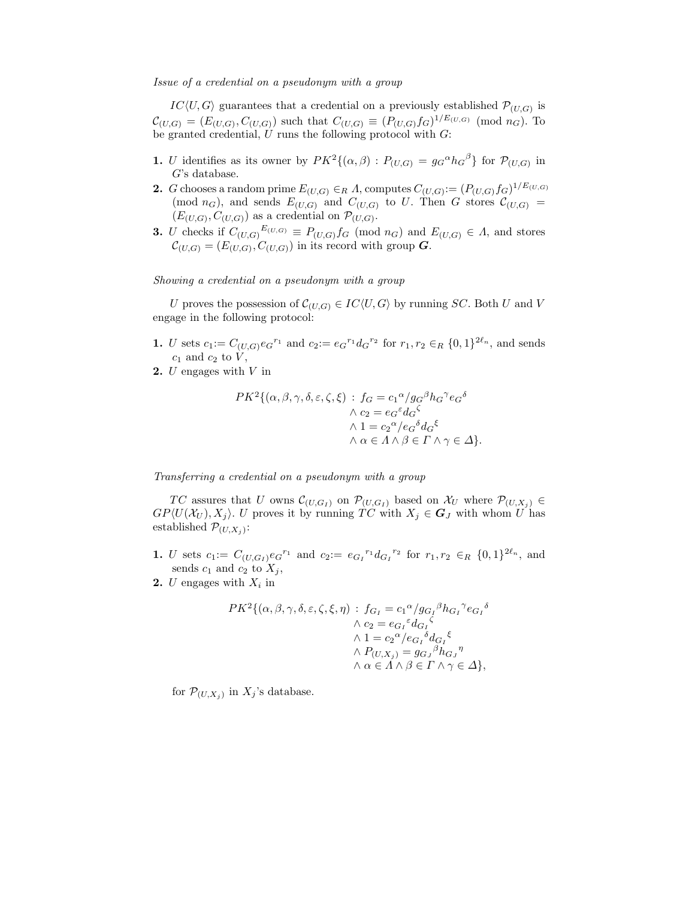*Issue of a credential on a pseudonym with a group*

$IC\langle U, G\rangle$ guarantees that a credential on a previously established $\mathcal{P}_{(U,G)}$ is $\mathcal{C}_{(U,G)} = (E_{(U,G)}, C_{(U,G)})$ such that $C_{(U,G)} \equiv (P_{(U,G)} f_G)^{1/E_{(U,G)}} \pmod{n_G}$. To be granted credential, $U$ runs the following protocol with $G$:

**1.** $U$ identifies as its owner by $PK^2\{(\alpha, \beta) : P_{(U,G)} = {g_G}^{\alpha} {h_G}^{\beta}\}$ for $\mathcal{P}_{(U,G)}$ in $G$'s database.

**2.** $G$ chooses a random prime $E_{(U,G)} \in_R \Lambda$, computes $C_{(U,G)} := (P_{(U,G)} f_G)^{1/E_{(U,G)}} \pmod{n_G}$, and sends $E_{(U,G)}$ and $C_{(U,G)}$ to $U$. Then $G$ stores $\mathcal{C}_{(U,G)} = (E_{(U,G)}, C_{(U,G)})$ as a credential on $\mathcal{P}_{(U,G)}$.

**3.** $U$ checks if ${C_{(U,G)}}^{E_{(U,G)}} \equiv P_{(U,G)} f_G \pmod{n_G}$ and $E_{(U,G)} \in \Lambda$, and stores $\mathcal{C}_{(U,G)} = (E_{(U,G)}, C_{(U,G)})$ in its record with group $\boldsymbol{G}$.

*Showing a credential on a pseudonym with a group*

$U$ proves the possession of $\mathcal{C}_{(U,G)} \in IC\langle U, G\rangle$ by running $SC$. Both $U$ and $V$ engage in the following protocol:

**1.** $U$ sets $c_1 := C_{(U,G)} {e_G}^{r_1}$ and $c_2 := {e_G}^{r_1} {d_G}^{r_2}$ for $r_1, r_2 \in_R \{0,1\}^{2\ell_n}$, and sends $c_1$ and $c_2$ to $V$,

**2.** $U$ engages with $V$ in

$$
\begin{aligned}
PK^2\{(\alpha, \beta, \gamma, \delta, \varepsilon, \zeta, \xi) \,:\, & f_G = {c_1}^{\alpha} / {g_G}^{\beta} {h_G}^{\gamma} {e_G}^{\delta} \\
& \wedge c_2 = {e_G}^{\varepsilon} {d_G}^{\zeta} \\
& \wedge 1 = {c_2}^{\alpha} / {e_G}^{\delta} {d_G}^{\xi} \\
& \wedge \alpha \in \Lambda \wedge \beta \in \Gamma \wedge \gamma \in \Delta\}.
\end{aligned}
$$

*Transferring a credential on a pseudonym with a group*

$TC$ assures that $U$ owns $\mathcal{C}_{(U,G_I)}$ on $\mathcal{P}_{(U,G_I)}$ based on $\mathcal{X}_U$ where $\mathcal{P}_{(U,X_j)} \in GP\langle U(\mathcal{X}_U), X_j\rangle$. $U$ proves it by running $TC$ with $X_j \in \boldsymbol{G}_J$ with whom $U$ has established $\mathcal{P}_{(U,X_j)}$:

**1.** $U$ sets $c_1 := C_{(U,G_I)} {e_G}^{r_1}$ and $c_2 := {e_{G_I}}^{r_1} {d_{G_I}}^{r_2}$ for $r_1, r_2 \in_R \{0,1\}^{2\ell_n}$, and sends $c_1$ and $c_2$ to $X_j$,

**2.** $U$ engages with $X_i$ in

$$
\begin{aligned}
PK^2\{(\alpha, \beta, \gamma, \delta, \varepsilon, \zeta, \xi, \eta) \,:\, & f_{G_I} = {c_1}^{\alpha} / {g_{G_I}}^{\beta} {h_{G_I}}^{\gamma} {e_{G_I}}^{\delta} \\
& \wedge c_2 = {e_{G_I}}^{\varepsilon} {d_{G_I}}^{\zeta} \\
& \wedge 1 = {c_2}^{\alpha} / {e_{G_I}}^{\delta} {d_{G_I}}^{\xi} \\
& \wedge P_{(U,X_j)} = {g_{G_J}}^{\beta} {h_{G_J}}^{\eta} \\
& \wedge \alpha \in \Lambda \wedge \beta \in \Gamma \wedge \gamma \in \Delta\},
\end{aligned}
$$

for $\mathcal{P}_{(U,X_j)}$ in $X_j$'s database.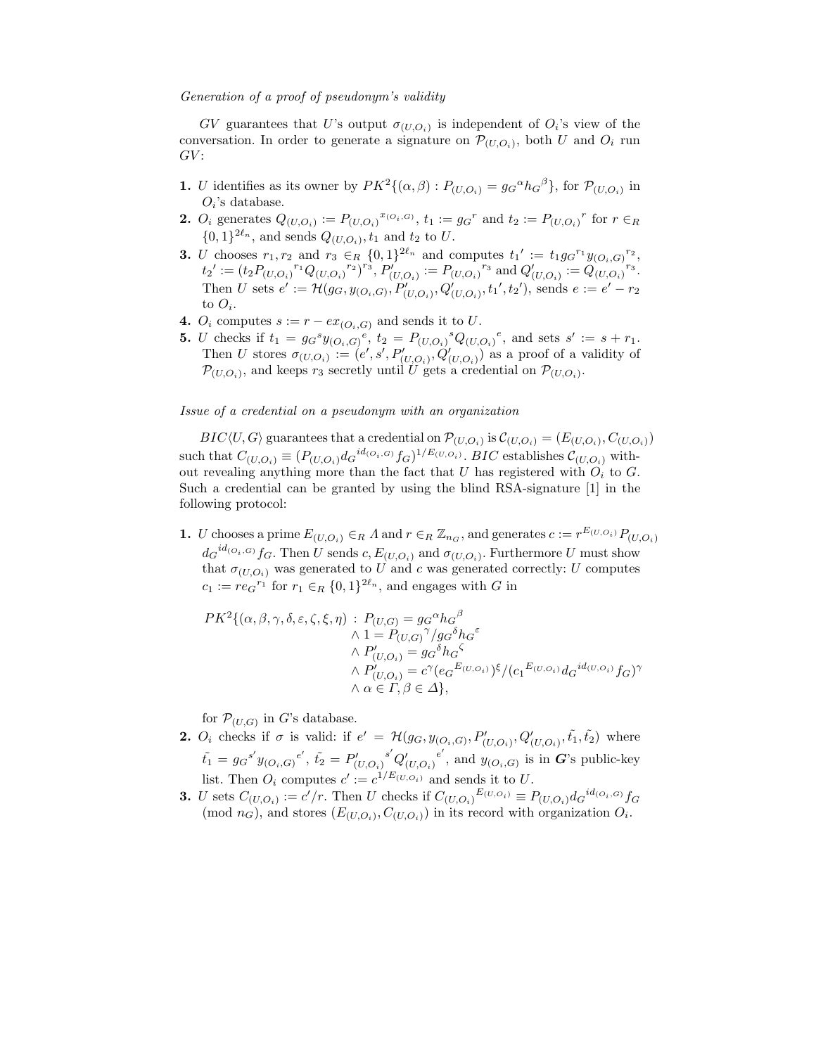*Generation of a proof of pseudonym's validity*

$GV$ guarantees that $U$'s output $\sigma_{(U,O_i)}$ is independent of $O_i$'s view of the conversation. In order to generate a signature on $\mathcal{P}_{(U,O_i)}$, both $U$ and $O_i$ run $GV$:

**1.** $U$ identifies as its owner by $PK^2\{(\alpha,\beta) : P_{(U,O_i)} = {g_G}^{\alpha}{h_G}^{\beta}\}$, for $\mathcal{P}_{(U,O_i)}$ in $O_i$'s database.

**2.** $O_i$ generates $Q_{(U,O_i)} := {P_{(U,O_i)}}^{x_{(O_i,G)}}$, $t_1 := {g_G}^{r}$ and $t_2 := {P_{(U,O_i)}}^{r}$ for $r \in_R \{0,1\}^{2\ell_n}$, and sends $Q_{(U,O_i)}, t_1$ and $t_2$ to $U$.

**3.** $U$ chooses $r_1, r_2$ and $r_3 \in_R \{0,1\}^{2\ell_n}$ and computes ${t_1}' := t_1 {g_G}^{r_1} {y_{(O_i,G)}}^{r_2}$, ${t_2}' := (t_2 {P_{(U,O_i)}}^{r_1} {Q_{(U,O_i)}}^{r_2})^{r_3}$, $P'_{(U,O_i)} := {P_{(U,O_i)}}^{r_3}$ and $Q'_{(U,O_i)} := {Q_{(U,O_i)}}^{r_3}$. Then $U$ sets $e' := \mathcal{H}(g_G, y_{(O_i,G)}, P'_{(U,O_i)}, Q'_{(U,O_i)}, {t_1}', {t_2}')$, sends $e := e' - r_2$ to $O_i$.

**4.** $O_i$ computes $s := r - e x_{(O_i,G)}$ and sends it to $U$.

**5.** $U$ checks if $t_1 = {g_G}^{s}{y_{(O_i,G)}}^{e}$, $t_2 = {P_{(U,O_i)}}^{s}{Q_{(U,O_i)}}^{e}$, and sets $s' := s + r_1$. Then $U$ stores $\sigma_{(U,O_i)} := (e', s', P'_{(U,O_i)}, Q'_{(U,O_i)})$ as a proof of a validity of $\mathcal{P}_{(U,O_i)}$, and keeps $r_3$ secretly until $U$ gets a credential on $\mathcal{P}_{(U,O_i)}$.

*Issue of a credential on a pseudonym with an organization*

$BIC\langle U, G\rangle$ guarantees that a credential on $\mathcal{P}_{(U,O_i)}$ is $\mathcal{C}_{(U,O_i)} = (E_{(U,O_i)}, C_{(U,O_i)})$ such that $C_{(U,O_i)} \equiv (P_{(U,O_i)} {d_G}^{id_{(O_i,G)}} f_G)^{1/E_{(U,O_i)}}$. $BIC$ establishes $\mathcal{C}_{(U,O_i)}$ without revealing anything more than the fact that $U$ has registered with $O_i$ to $G$. Such a credential can be granted by using the blind RSA-signature [1] in the following protocol:

**1.** $U$ chooses a prime $E_{(U,O_i)} \in_R \Lambda$ and $r \in_R \mathbb{Z}_{n_G}$, and generates $c := r^{E_{(U,O_i)}} P_{(U,O_i)} {d_G}^{id_{(O_i,G)}} f_G$. Then $U$ sends $c$, $E_{(U,O_i)}$ and $\sigma_{(U,O_i)}$. Furthermore $U$ must show that $\sigma_{(U,O_i)}$ was generated to $U$ and $c$ was generated correctly: $U$ computes $c_1 := r e_G^{r_1}$ for $r_1 \in_R \{0,1\}^{2\ell_n}$, and engages with $G$ in

$$
\begin{aligned}
PK^2\{(\alpha,\beta,\gamma,\delta,\varepsilon,\zeta,\xi,\eta) \ :\ & P_{(U,G)} = {g_G}^{\alpha}{h_G}^{\beta} \\
& \wedge\ 1 = {P_{(U,G)}}^{\gamma}/{g_G}^{\delta}{h_G}^{\varepsilon} \\
& \wedge\ P'_{(U,O_i)} = {g_G}^{\delta}{h_G}^{\zeta} \\
& \wedge\ P'_{(U,O_i)} = c^{\gamma}({e_G}^{E_{(U,O_i)}})^{\xi}/({c_1}^{E_{(U,O_i)}} {d_G}^{id_{(U,O_i)}} f_G)^{\gamma} \\
& \wedge\ \alpha \in \Gamma, \beta \in \Delta\},
\end{aligned}
$$

for $\mathcal{P}_{(U,G)}$ in $G$'s database.

**2.** $O_i$ checks if $\sigma$ is valid: if $e' = \mathcal{H}(g_G, y_{(O_i,G)}, P'_{(U,O_i)}, Q'_{(U,O_i)}, \tilde{t_1}, \tilde{t_2})$ where $\tilde{t_1} = {g_G}^{s'}{y_{(O_i,G)}}^{e'}$, $\tilde{t_2} = {P'_{(U,O_i)}}^{s'}{Q'_{(U,O_i)}}^{e'}$, and $y_{(O_i,G)}$ is in $\boldsymbol{G}$'s public-key list. Then $O_i$ computes $c' := c^{1/E_{(U,O_i)}}$ and sends it to $U$.

**3.** $U$ sets $C_{(U,O_i)} := c'/r$. Then $U$ checks if ${C_{(U,O_i)}}^{E_{(U,O_i)}} \equiv P_{(U,O_i)} {d_G}^{id_{(O_i,G)}} f_G$ (mod $n_G$), and stores $(E_{(U,O_i)}, C_{(U,O_i)})$ in its record with organization $O_i$.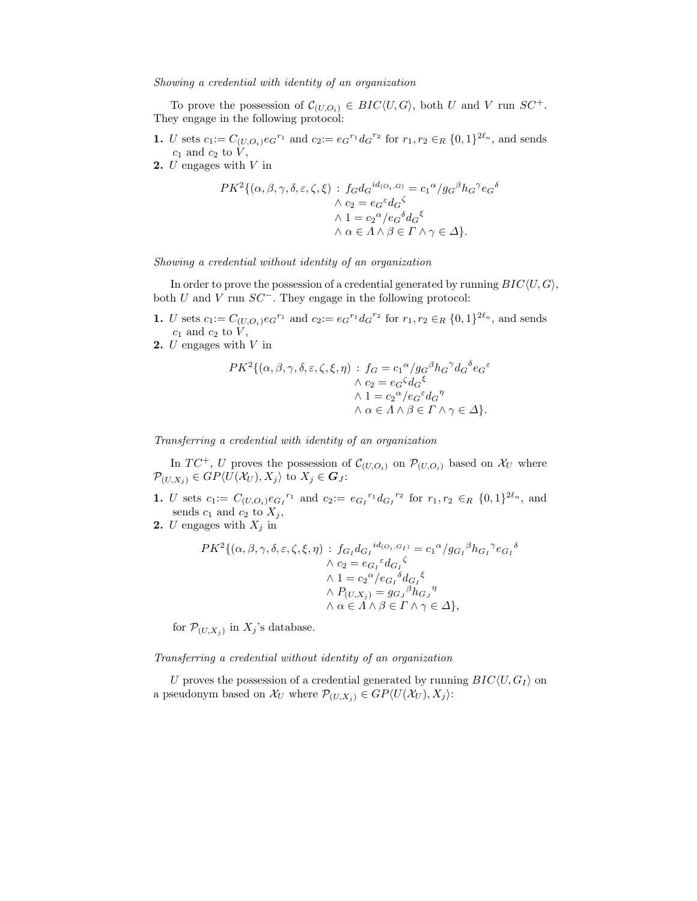*Showing a credential with identity of an organization*

To prove the possession of $\mathcal{C}_{(U,O_i)} \in BIC\langle U, G\rangle$, both $U$ and $V$ run $SC^+$. They engage in the following protocol:

**1.** $U$ sets $c_1 := C_{(U,O_i)} e_G{}^{r_1}$ and $c_2 := e_G{}^{r_1} d_G{}^{r_2}$ for $r_1, r_2 \in_R \{0,1\}^{2\ell_n}$, and sends $c_1$ and $c_2$ to $V$,

**2.** $U$ engages with $V$ in

$$
\begin{aligned}
PK^2\{(\alpha,\beta,\gamma,\delta,\varepsilon,\zeta,\xi) :\ & f_G d_G{}^{id_{(O_i,G)}} = c_1{}^{\alpha}/g_G{}^{\beta} h_G{}^{\gamma} e_G{}^{\delta} \\
& \wedge c_2 = e_G{}^{\varepsilon} d_G{}^{\zeta} \\
& \wedge 1 = c_2{}^{\alpha}/e_G{}^{\delta} d_G{}^{\xi} \\
& \wedge \alpha \in \Lambda \wedge \beta \in \Gamma \wedge \gamma \in \Delta\}.
\end{aligned}
$$

*Showing a credential without identity of an organization*

In order to prove the possession of a credential generated by running $BIC\langle U, G\rangle$, both $U$ and $V$ run $SC^-$. They engage in the following protocol:

**1.** $U$ sets $c_1 := C_{(U,O_i)} e_G{}^{r_1}$ and $c_2 := e_G{}^{r_1} d_G{}^{r_2}$ for $r_1, r_2 \in_R \{0,1\}^{2\ell_n}$, and sends $c_1$ and $c_2$ to $V$,

**2.** $U$ engages with $V$ in

$$
\begin{aligned}
PK^2\{(\alpha,\beta,\gamma,\delta,\varepsilon,\zeta,\xi,\eta) :\ & f_G = c_1{}^{\alpha}/g_G{}^{\beta} h_G{}^{\gamma} d_G{}^{\delta} e_G{}^{\varepsilon} \\
& \wedge c_2 = e_G{}^{\zeta} d_G{}^{\xi} \\
& \wedge 1 = c_2{}^{\alpha}/e_G{}^{\varepsilon} d_G{}^{\eta} \\
& \wedge \alpha \in \Lambda \wedge \beta \in \Gamma \wedge \gamma \in \Delta\}.
\end{aligned}
$$

*Transferring a credential with identity of an organization*

In $TC^+$, $U$ proves the possession of $\mathcal{C}_{(U,O_i)}$ on $\mathcal{P}_{(U,O_i)}$ based on $\mathcal{X}_U$ where $\mathcal{P}_{(U,X_j)} \in GP\langle U(\mathcal{X}_U), X_j\rangle$ to $X_j \in \boldsymbol{G}_J$:

**1.** $U$ sets $c_1 := C_{(U,O_i)} e_{G_I}{}^{r_1}$ and $c_2 := e_{G_I}{}^{r_1} d_{G_I}{}^{r_2}$ for $r_1, r_2 \in_R \{0,1\}^{2\ell_n}$, and sends $c_1$ and $c_2$ to $X_j$,

**2.** $U$ engages with $X_j$ in

$$
\begin{aligned}
PK^2\{(\alpha,\beta,\gamma,\delta,\varepsilon,\zeta,\xi,\eta) :\ & f_{G_I} d_{G_I}{}^{id_{(O_i,G_I)}} = c_1{}^{\alpha}/g_{G_I}{}^{\beta} h_{G_I}{}^{\gamma} e_{G_I}{}^{\delta} \\
& \wedge c_2 = e_{G_I}{}^{\varepsilon} d_{G_I}{}^{\zeta} \\
& \wedge 1 = c_2{}^{\alpha}/e_{G_I}{}^{\delta} d_{G_I}{}^{\xi} \\
& \wedge P_{(U,X_j)} = g_{G_J}{}^{\beta} h_{G_J}{}^{\eta} \\
& \wedge \alpha \in \Lambda \wedge \beta \in \Gamma \wedge \gamma \in \Delta\},
\end{aligned}
$$

for $\mathcal{P}_{(U,X_j)}$ in $X_j$'s database.

*Transferring a credential without identity of an organization*

$U$ proves the possession of a credential generated by running $BIC\langle U, G_I\rangle$ on a pseudonym based on $\mathcal{X}_U$ where $\mathcal{P}_{(U,X_j)} \in GP\langle U(\mathcal{X}_U), X_j\rangle$: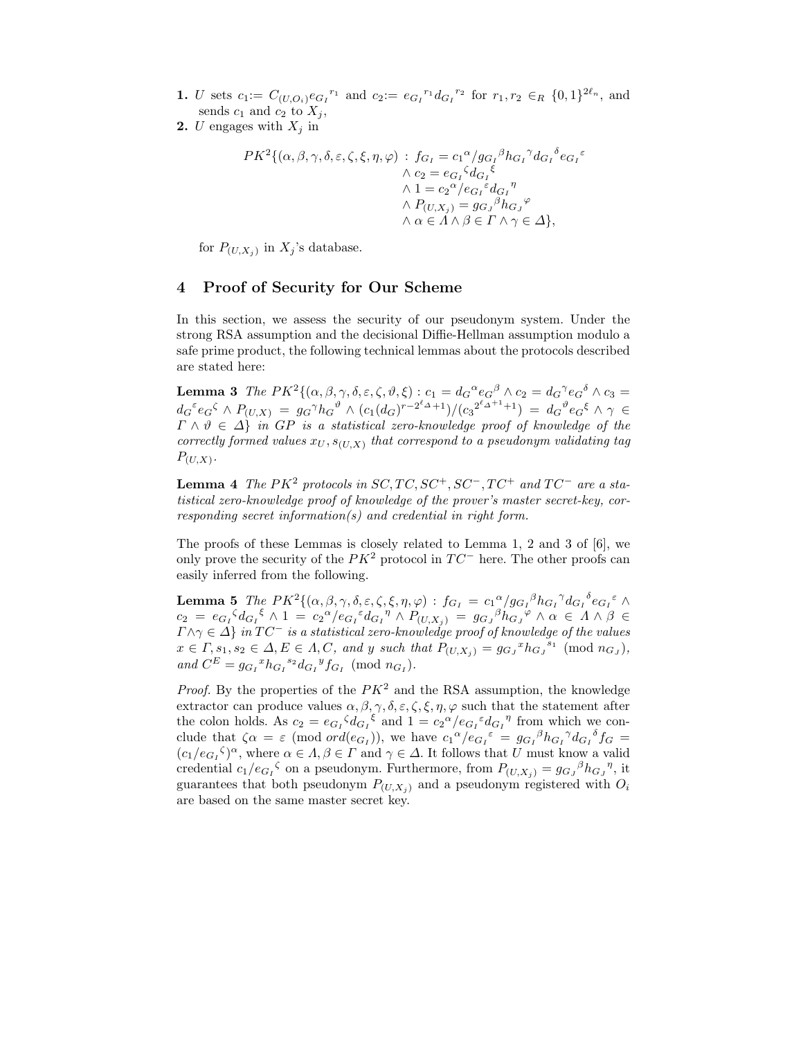**1.** $U$ sets $c_1 := C_{(U,O_i)} {e_{G_I}}^{r_1}$ and $c_2 := {e_{G_I}}^{r_1} {d_{G_I}}^{r_2}$ for $r_1, r_2 \in_R \{0,1\}^{2\ell_n}$, and sends $c_1$ and $c_2$ to $X_j$,

**2.** $U$ engages with $X_j$ in

$$PK^2\{(\alpha,\beta,\gamma,\delta,\varepsilon,\zeta,\xi,\eta,\varphi) : f_{G_I} = {c_1}^{\alpha} / {g_{G_I}}^{\beta} {h_{G_I}}^{\gamma} {d_{G_I}}^{\delta} {e_{G_I}}^{\varepsilon} \\ \wedge\, c_2 = {e_{G_I}}^{\zeta} {d_{G_I}}^{\xi} \\ \wedge\, 1 = {c_2}^{\alpha} / {e_{G_I}}^{\varepsilon} {d_{G_I}}^{\eta} \\ \wedge\, P_{(U,X_j)} = {g_{G_J}}^{\beta} {h_{G_J}}^{\varphi} \\ \wedge\, \alpha \in \Lambda \wedge \beta \in \Gamma \wedge \gamma \in \Delta\},$$

for $P_{(U,X_j)}$ in $X_j$'s database.

## 4 Proof of Security for Our Scheme

In this section, we assess the security of our pseudonym system. Under the strong RSA assumption and the decisional Diffie-Hellman assumption modulo a safe prime product, the following technical lemmas about the protocols described are stated here:

**Lemma 3** *The* $PK^2\{(\alpha,\beta,\gamma,\delta,\varepsilon,\zeta,\vartheta,\xi) : c_1 = {d_G}^{\alpha} {e_G}^{\beta} \wedge c_2 = {d_G}^{\gamma} {e_G}^{\delta} \wedge c_3 = {d_G}^{\varepsilon} {e_G}^{\zeta} \wedge P_{(U,X)} = {g_G}^{\gamma} {h_G}^{\vartheta} \wedge (c_1 (d_G)^{r-2^{\ell_\Delta}+1}) / ({c_3}^{2^{\ell_\Delta+1}+1}) = {d_G}^{\vartheta} {e_G}^{\xi} \wedge \gamma \in \Gamma \wedge \vartheta \in \Delta\}$ *in* $GP$ *is a statistical zero-knowledge proof of knowledge of the correctly formed values* $x_U, s_{(U,X)}$ *that correspond to a pseudonym validating tag* $P_{(U,X)}$.

**Lemma 4** *The* $PK^2$ *protocols in* $SC, TC, SC^+, SC^-, TC^+$ *and* $TC^-$ *are a statistical zero-knowledge proof of knowledge of the prover's master secret-key, corresponding secret information(s) and credential in right form.*

The proofs of these Lemmas is closely related to Lemma 1, 2 and 3 of [6], we only prove the security of the $PK^2$ protocol in $TC^-$ here. The other proofs can easily inferred from the following.

**Lemma 5** *The* $PK^2\{(\alpha,\beta,\gamma,\delta,\varepsilon,\zeta,\xi,\eta,\varphi) : f_{G_I} = {c_1}^{\alpha} / {g_{G_I}}^{\beta} {h_{G_I}}^{\gamma} {d_{G_I}}^{\delta} {e_{G_I}}^{\varepsilon} \wedge c_2 = {e_{G_I}}^{\zeta} {d_{G_I}}^{\xi} \wedge 1 = {c_2}^{\alpha} / {e_{G_I}}^{\varepsilon} {d_{G_I}}^{\eta} \wedge P_{(U,X_j)} = {g_{G_J}}^{\beta} {h_{G_J}}^{\varphi} \wedge \alpha \in \Lambda \wedge \beta \in \Gamma \wedge \gamma \in \Delta\}$ *in* $TC^-$ *is a statistical zero-knowledge proof of knowledge of the values* $x \in \Gamma, s_1, s_2 \in \Delta, E \in \Lambda, C,$ *and* $y$ *such that* $P_{(U,X_j)} = {g_{G_J}}^{x} {h_{G_J}}^{s_1} \pmod{n_{G_J}}$, *and* $C^E = {g_{G_I}}^{x} {h_{G_I}}^{s_2} {d_{G_I}}^{y} f_{G_I} \pmod{n_{G_I}}$.

*Proof.* By the properties of the $PK^2$ and the RSA assumption, the knowledge extractor can produce values $\alpha,\beta,\gamma,\delta,\varepsilon,\zeta,\xi,\eta,\varphi$ such that the statement after the colon holds. As $c_2 = {e_{G_I}}^{\zeta} {d_{G_I}}^{\xi}$ and $1 = {c_2}^{\alpha} / {e_{G_I}}^{\varepsilon} {d_{G_I}}^{\eta}$ from which we conclude that $\zeta\alpha = \varepsilon \pmod{ord(e_{G_I})}$, we have ${c_1}^{\alpha} / {e_{G_I}}^{\varepsilon} = {g_{G_I}}^{\beta} {h_{G_I}}^{\gamma} {d_{G_I}}^{\delta} f_G = (c_1 / {e_{G_I}}^{\zeta})^{\alpha}$, where $\alpha \in \Lambda, \beta \in \Gamma$ and $\gamma \in \Delta$. It follows that $U$ must know a valid credential $c_1 / {e_{G_I}}^{\zeta}$ on a pseudonym. Furthermore, from $P_{(U,X_j)} = {g_{G_J}}^{\beta} {h_{G_J}}^{\eta}$, it guarantees that both pseudonym $P_{(U,X_j)}$ and a pseudonym registered with $O_i$ are based on the same master secret key.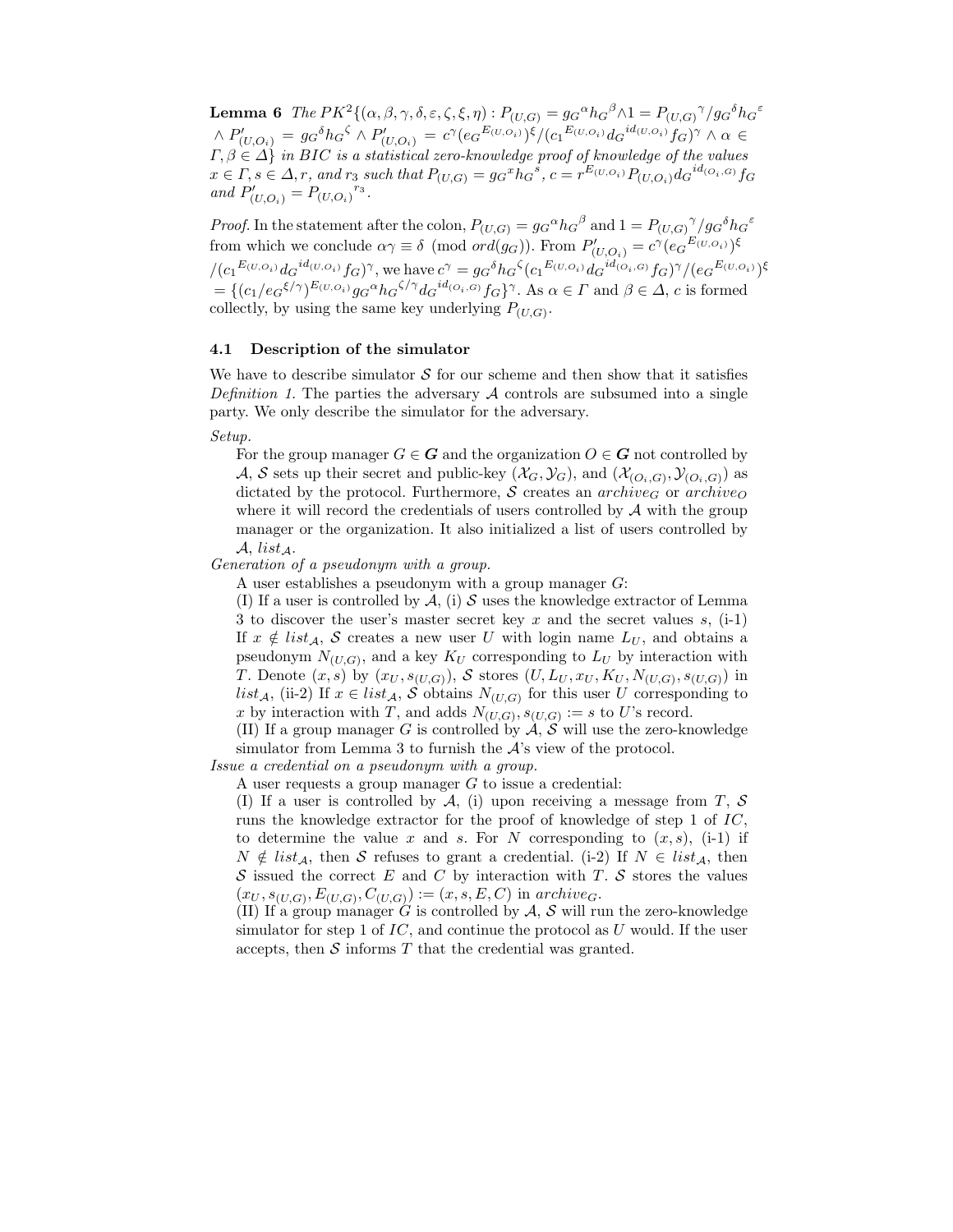**Lemma 6** *The* $PK^2\{(\alpha, \beta, \gamma, \delta, \varepsilon, \zeta, \xi, \eta) : P_{(U,G)} = {g_G}^{\alpha}{h_G}^{\beta} \wedge 1 = {P_{(U,G)}}^{\gamma}/{g_G}^{\delta}{h_G}^{\varepsilon} \wedge P'_{(U,O_i)} = {g_G}^{\delta}{h_G}^{\zeta} \wedge P'_{(U,O_i)} = c^{\gamma}({e_G}^{E_{(U,O_i)}})^{\xi}/({c_1}^{E_{(U,O_i)}}{d_G}^{id_{(U,O_i)}}f_G)^{\gamma} \wedge \alpha \in \Gamma, \beta \in \Delta\}$ *in BIC is a statistical zero-knowledge proof of knowledge of the values* $x \in \Gamma, s \in \Delta, r,$ *and* $r_3$ *such that* $P_{(U,G)} = {g_G}^{x}{h_G}^{s}$, $c = r^{E_{(U,O_i)}}P_{(U,O_i)}{d_G}^{id_{(O_i,G)}}f_G$ *and* $P'_{(U,O_i)} = {P_{(U,O_i)}}^{r_3}$.

*Proof.* In the statement after the colon, $P_{(U,G)} = {g_G}^{\alpha}{h_G}^{\beta}$ and $1 = {P_{(U,G)}}^{\gamma}/{g_G}^{\delta}{h_G}^{\varepsilon}$ from which we conclude $\alpha\gamma \equiv \delta \pmod{ord(g_G)}$. From $P'_{(U,O_i)} = c^{\gamma}({e_G}^{E_{(U,O_i)}})^{\xi}/({c_1}^{E_{(U,O_i)}}{d_G}^{id_{(U,O_i)}}f_G)^{\gamma}$, we have $c^{\gamma} = {g_G}^{\delta}{h_G}^{\zeta}({c_1}^{E_{(U,O_i)}}{d_G}^{id_{(O_i,G)}}f_G)^{\gamma}/({e_G}^{E_{(U,O_i)}})^{\xi} = \{(c_1/{e_G}^{\xi/\gamma})^{E_{(U,O_i)}}{g_G}^{\alpha}{h_G}^{\zeta/\gamma}{d_G}^{id_{(O_i,G)}}f_G\}^{\gamma}$. As $\alpha \in \Gamma$ and $\beta \in \Delta$, $c$ is formed collectly, by using the same key underlying $P_{(U,G)}$.

### 4.1 Description of the simulator

We have to describe simulator $\mathcal{S}$ for our scheme and then show that it satisfies *Definition 1.* The parties the adversary $\mathcal{A}$ controls are subsumed into a single party. We only describe the simulator for the adversary.

*Setup.*

For the group manager $G \in \boldsymbol{G}$ and the organization $O \in \boldsymbol{G}$ not controlled by $\mathcal{A}$, $\mathcal{S}$ sets up their secret and public-key $(\mathcal{X}_G, \mathcal{Y}_G)$, and $(\mathcal{X}_{(O_i,G)}, \mathcal{Y}_{(O_i,G)})$ as dictated by the protocol. Furthermore, $\mathcal{S}$ creates an $archive_G$ or $archive_O$ where it will record the credentials of users controlled by $\mathcal{A}$ with the group manager or the organization. It also initialized a list of users controlled by $\mathcal{A}$, $list_{\mathcal{A}}$.

*Generation of a pseudonym with a group.*

A user establishes a pseudonym with a group manager $G$:
(I) If a user is controlled by $\mathcal{A}$, (i) $\mathcal{S}$ uses the knowledge extractor of Lemma 3 to discover the user's master secret key $x$ and the secret values $s$, (i-1) If $x \notin list_{\mathcal{A}}$, $\mathcal{S}$ creates a new user $U$ with login name $L_U$, and obtains a pseudonym $N_{(U,G)}$, and a key $K_U$ corresponding to $L_U$ by interaction with $T$. Denote $(x, s)$ by $(x_U, s_{(U,G)})$, $\mathcal{S}$ stores $(U, L_U, x_U, K_U, N_{(U,G)}, s_{(U,G)})$ in $list_{\mathcal{A}}$, (ii-2) If $x \in list_{\mathcal{A}}$, $\mathcal{S}$ obtains $N_{(U,G)}$ for this user $U$ corresponding to $x$ by interaction with $T$, and adds $N_{(U,G)}, s_{(U,G)} := s$ to $U$'s record.
(II) If a group manager $G$ is controlled by $\mathcal{A}$, $\mathcal{S}$ will use the zero-knowledge simulator from Lemma 3 to furnish the $\mathcal{A}$'s view of the protocol.

*Issue a credential on a pseudonym with a group.*

A user requests a group manager $G$ to issue a credential:
(I) If a user is controlled by $\mathcal{A}$, (i) upon receiving a message from $T$, $\mathcal{S}$ runs the knowledge extractor for the proof of knowledge of step 1 of $IC$, to determine the value $x$ and $s$. For $N$ corresponding to $(x, s)$, (i-1) if $N \notin list_{\mathcal{A}}$, then $\mathcal{S}$ refuses to grant a credential. (i-2) If $N \in list_{\mathcal{A}}$, then $\mathcal{S}$ issued the correct $E$ and $C$ by interaction with $T$. $\mathcal{S}$ stores the values $(x_U, s_{(U,G)}, E_{(U,G)}, C_{(U,G)}) := (x, s, E, C)$ in $archive_G$.
(II) If a group manager $G$ is controlled by $\mathcal{A}$, $\mathcal{S}$ will run the zero-knowledge simulator for step 1 of $IC$, and continue the protocol as $U$ would. If the user accepts, then $\mathcal{S}$ informs $T$ that the credential was granted.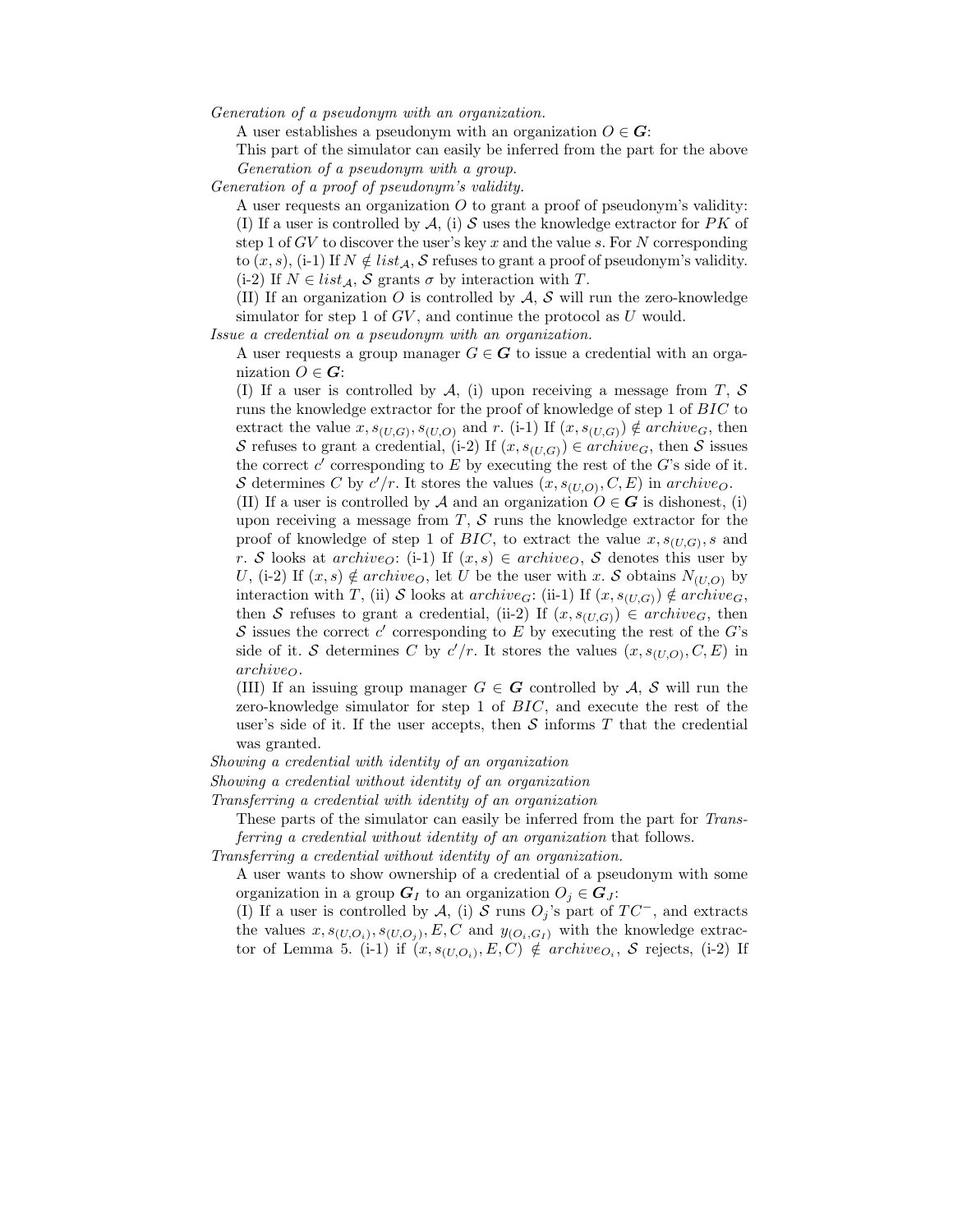*Generation of a pseudonym with an organization.*

A user establishes a pseudonym with an organization $O \in \boldsymbol{G}$:

This part of the simulator can easily be inferred from the part for the above *Generation of a pseudonym with a group.*

*Generation of a proof of pseudonym's validity.*

A user requests an organization $O$ to grant a proof of pseudonym's validity: (I) If a user is controlled by $\mathcal{A}$, (i) $\mathcal{S}$ uses the knowledge extractor for $PK$ of step 1 of $GV$ to discover the user's key $x$ and the value $s$. For $N$ corresponding to $(x, s)$, (i-1) If $N \notin list_{\mathcal{A}}$, $\mathcal{S}$ refuses to grant a proof of pseudonym's validity. (i-2) If $N \in list_{\mathcal{A}}$, $\mathcal{S}$ grants $\sigma$ by interaction with $T$.

(II) If an organization $O$ is controlled by $\mathcal{A}$, $\mathcal{S}$ will run the zero-knowledge simulator for step 1 of $GV$, and continue the protocol as $U$ would.

*Issue a credential on a pseudonym with an organization.*

A user requests a group manager $G \in \boldsymbol{G}$ to issue a credential with an organization $O \in \boldsymbol{G}$:

(I) If a user is controlled by $\mathcal{A}$, (i) upon receiving a message from $T$, $\mathcal{S}$ runs the knowledge extractor for the proof of knowledge of step 1 of $BIC$ to extract the value $x, s_{(U,G)}, s_{(U,O)}$ and $r$. (i-1) If $(x, s_{(U,G)}) \notin archive_G$, then $\mathcal{S}$ refuses to grant a credential, (i-2) If $(x, s_{(U,G)}) \in archive_G$, then $\mathcal{S}$ issues the correct $c'$ corresponding to $E$ by executing the rest of the $G$'s side of it. $\mathcal{S}$ determines $C$ by $c'/r$. It stores the values $(x, s_{(U,O)}, C, E)$ in $archive_O$.

(II) If a user is controlled by $\mathcal{A}$ and an organization $O \in \boldsymbol{G}$ is dishonest, (i) upon receiving a message from $T$, $\mathcal{S}$ runs the knowledge extractor for the proof of knowledge of step 1 of $BIC$, to extract the value $x, s_{(U,G)}, s$ and $r$. $\mathcal{S}$ looks at $archive_O$: (i-1) If $(x, s) \in archive_O$, $\mathcal{S}$ denotes this user by $U$, (i-2) If $(x, s) \notin archive_O$, let $U$ be the user with $x$. $\mathcal{S}$ obtains $N_{(U,O)}$ by interaction with $T$, (ii) $\mathcal{S}$ looks at $archive_G$: (ii-1) If $(x, s_{(U,G)}) \notin archive_G$, then $\mathcal{S}$ refuses to grant a credential, (ii-2) If $(x, s_{(U,G)}) \in archive_G$, then $\mathcal{S}$ issues the correct $c'$ corresponding to $E$ by executing the rest of the $G$'s side of it. $\mathcal{S}$ determines $C$ by $c'/r$. It stores the values $(x, s_{(U,O)}, C, E)$ in $archive_O$.

(III) If an issuing group manager $G \in \boldsymbol{G}$ controlled by $\mathcal{A}$, $\mathcal{S}$ will run the zero-knowledge simulator for step 1 of $BIC$, and execute the rest of the user's side of it. If the user accepts, then $\mathcal{S}$ informs $T$ that the credential was granted.

*Showing a credential with identity of an organization*

*Showing a credential without identity of an organization*

*Transferring a credential with identity of an organization*

These parts of the simulator can easily be inferred from the part for *Transferring a credential without identity of an organization* that follows.

*Transferring a credential without identity of an organization.*

A user wants to show ownership of a credential of a pseudonym with some organization in a group $\boldsymbol{G}_I$ to an organization $O_j \in \boldsymbol{G}_J$:

(I) If a user is controlled by $\mathcal{A}$, (i) $\mathcal{S}$ runs $O_j$'s part of $TC^-$, and extracts the values $x, s_{(U,O_i)}, s_{(U,O_j)}, E, C$ and $y_{(O_i,G_I)}$ with the knowledge extractor of Lemma 5. (i-1) if $(x, s_{(U,O_i)}, E, C) \notin archive_{O_i}$, $\mathcal{S}$ rejects, (i-2) If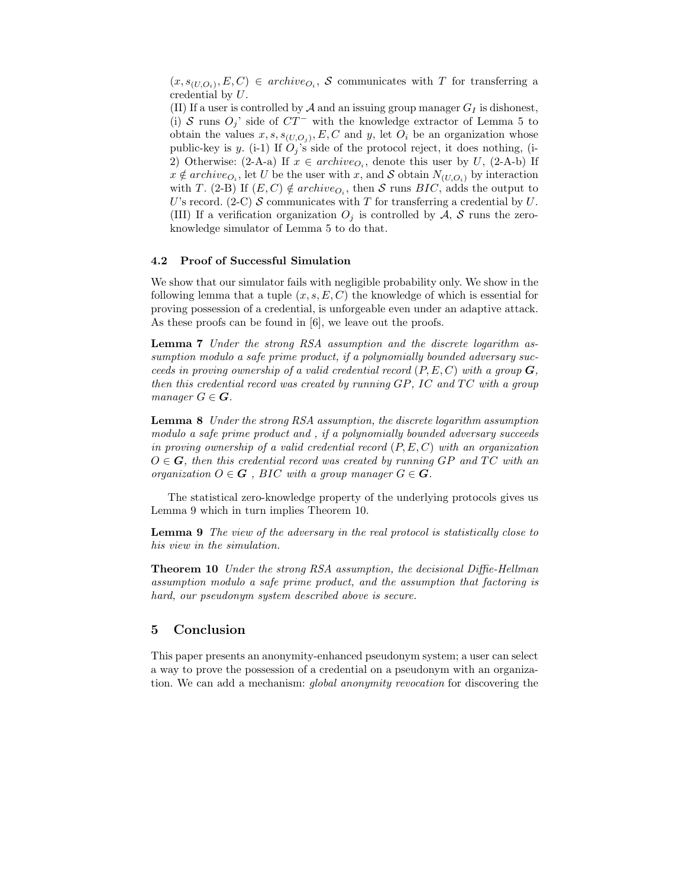$(x, s_{(U,O_i)}, E, C) \in archive_{O_i}$, $\mathcal{S}$ communicates with $T$ for transferring a credential by $U$.

(II) If a user is controlled by $\mathcal{A}$ and an issuing group manager $G_I$ is dishonest, (i) $\mathcal{S}$ runs $O_j$' side of $CT^-$ with the knowledge extractor of Lemma 5 to obtain the values $x, s, s_{(U,O_j)}, E, C$ and $y$, let $O_i$ be an organization whose public-key is $y$. (i-1) If $O_j$'s side of the protocol reject, it does nothing, (i-2) Otherwise: (2-A-a) If $x \in archive_{O_i}$, denote this user by $U$, (2-A-b) If $x \notin archive_{O_i}$, let $U$ be the user with $x$, and $\mathcal{S}$ obtain $N_{(U,O_i)}$ by interaction with $T$. (2-B) If $(E, C) \notin archive_{O_i}$, then $\mathcal{S}$ runs $BIC$, adds the output to $U$'s record. (2-C) $\mathcal{S}$ communicates with $T$ for transferring a credential by $U$.

(III) If a verification organization $O_j$ is controlled by $\mathcal{A}$, $\mathcal{S}$ runs the zero-knowledge simulator of Lemma 5 to do that.

### 4.2 Proof of Successful Simulation

We show that our simulator fails with negligible probability only. We show in the following lemma that a tuple $(x, s, E, C)$ the knowledge of which is essential for proving possession of a credential, is unforgeable even under an adaptive attack. As these proofs can be found in [6], we leave out the proofs.

**Lemma 7** *Under the strong RSA assumption and the discrete logarithm assumption modulo a safe prime product, if a polynomially bounded adversary succeeds in proving ownership of a valid credential record $(P, E, C)$ with a group $\boldsymbol{G}$, then this credential record was created by running $GP$, $IC$ and $TC$ with a group manager $G \in \boldsymbol{G}$.*

**Lemma 8** *Under the strong RSA assumption, the discrete logarithm assumption modulo a safe prime product and , if a polynomially bounded adversary succeeds in proving ownership of a valid credential record $(P, E, C)$ with an organization $O \in \boldsymbol{G}$, then this credential record was created by running $GP$ and $TC$ with an organization $O \in \boldsymbol{G}$ , $BIC$ with a group manager $G \in \boldsymbol{G}$.*

The statistical zero-knowledge property of the underlying protocols gives us Lemma 9 which in turn implies Theorem 10.

**Lemma 9** *The view of the adversary in the real protocol is statistically close to his view in the simulation.*

**Theorem 10** *Under the strong RSA assumption, the decisional Diffie-Hellman assumption modulo a safe prime product, and the assumption that factoring is hard, our pseudonym system described above is secure.*

## 5 Conclusion

This paper presents an anonymity-enhanced pseudonym system; a user can select a way to prove the possession of a credential on a pseudonym with an organization. We can add a mechanism: *global anonymity revocation* for discovering the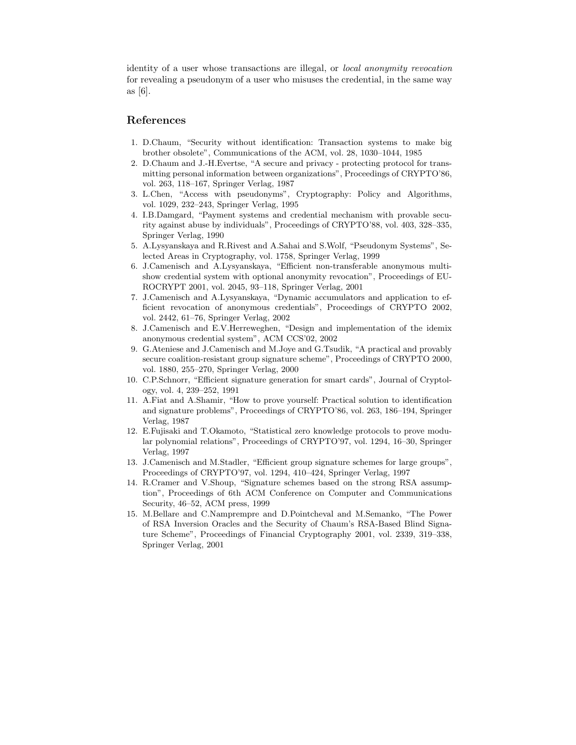identity of a user whose transactions are illegal, or *local anonymity revocation* for revealing a pseudonym of a user who misuses the credential, in the same way as [6].

## References

1. D.Chaum, "Security without identification: Transaction systems to make big brother obsolete", Communications of the ACM, vol. 28, 1030–1044, 1985
2. D.Chaum and J.-H.Evertse, "A secure and privacy - protecting protocol for transmitting personal information between organizations", Proceedings of CRYPTO'86, vol. 263, 118–167, Springer Verlag, 1987
3. L.Chen, "Access with pseudonyms", Cryptography: Policy and Algorithms, vol. 1029, 232–243, Springer Verlag, 1995
4. I.B.Damgard, "Payment systems and credential mechanism with provable security against abuse by individuals", Proceedings of CRYPTO'88, vol. 403, 328–335, Springer Verlag, 1990
5. A.Lysyanskaya and R.Rivest and A.Sahai and S.Wolf, "Pseudonym Systems", Selected Areas in Cryptography, vol. 1758, Springer Verlag, 1999
6. J.Camenisch and A.Lysyanskaya, "Efficient non-transferable anonymous multi-show credential system with optional anonymity revocation", Proceedings of EUROCRYPT 2001, vol. 2045, 93–118, Springer Verlag, 2001
7. J.Camenisch and A.Lysyanskaya, "Dynamic accumulators and application to efficient revocation of anonymous credentials", Proceedings of CRYPTO 2002, vol. 2442, 61–76, Springer Verlag, 2002
8. J.Camenisch and E.V.Herreweghen, "Design and implementation of the idemix anonymous credential system", ACM CCS'02, 2002
9. G.Ateniese and J.Camenisch and M.Joye and G.Tsudik, "A practical and provably secure coalition-resistant group signature scheme", Proceedings of CRYPTO 2000, vol. 1880, 255–270, Springer Verlag, 2000
10. C.P.Schnorr, "Efficient signature generation for smart cards", Journal of Cryptology, vol. 4, 239–252, 1991
11. A.Fiat and A.Shamir, "How to prove yourself: Practical solution to identification and signature problems", Proceedings of CRYPTO'86, vol. 263, 186–194, Springer Verlag, 1987
12. E.Fujisaki and T.Okamoto, "Statistical zero knowledge protocols to prove modular polynomial relations", Proceedings of CRYPTO'97, vol. 1294, 16–30, Springer Verlag, 1997
13. J.Camenisch and M.Stadler, "Efficient group signature schemes for large groups", Proceedings of CRYPTO'97, vol. 1294, 410–424, Springer Verlag, 1997
14. R.Cramer and V.Shoup, "Signature schemes based on the strong RSA assumption", Proceedings of 6th ACM Conference on Computer and Communications Security, 46–52, ACM press, 1999
15. M.Bellare and C.Namprempre and D.Pointcheval and M.Semanko, "The Power of RSA Inversion Oracles and the Security of Chaum's RSA-Based Blind Signature Scheme", Proceedings of Financial Cryptography 2001, vol. 2339, 319–338, Springer Verlag, 2001